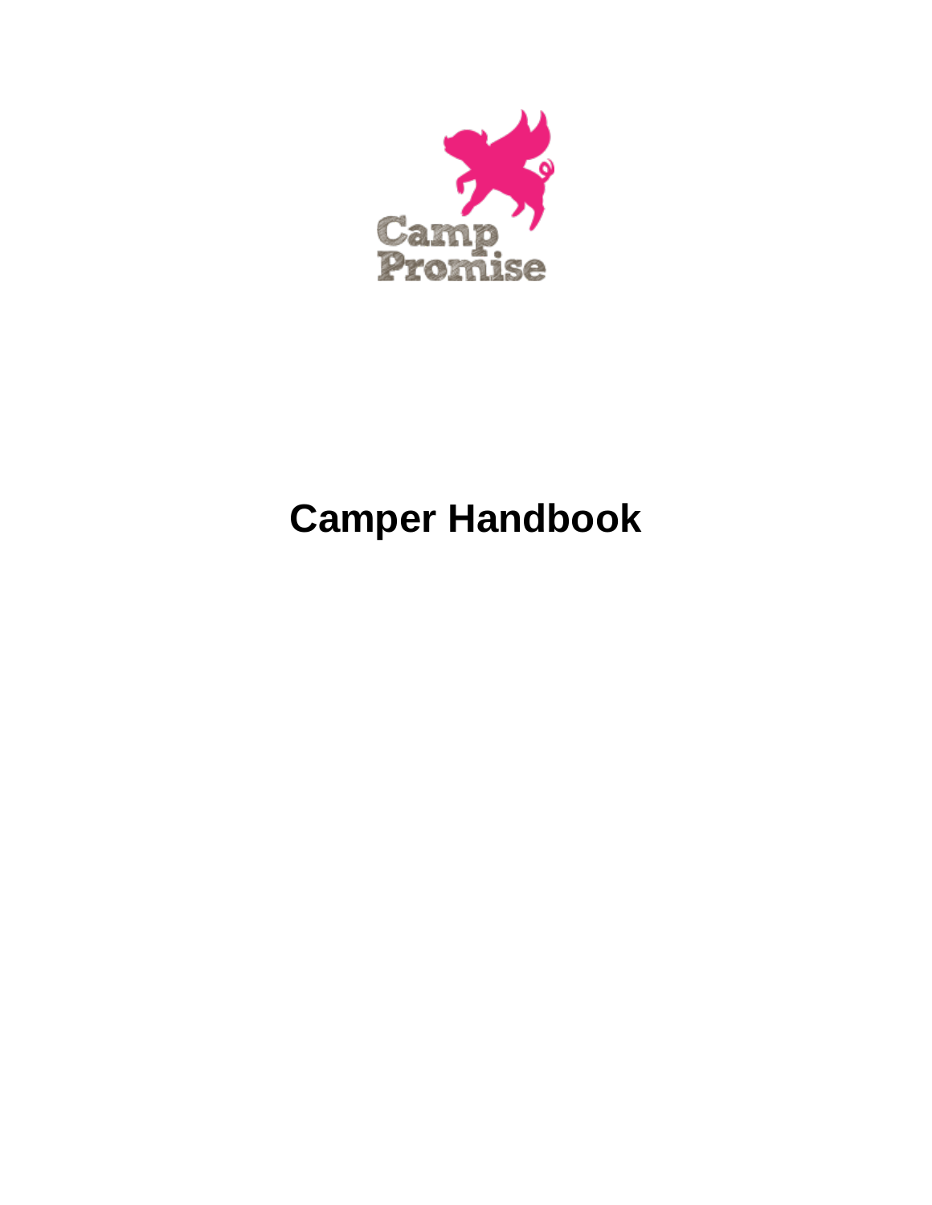Camp Promise

# Camper Handbook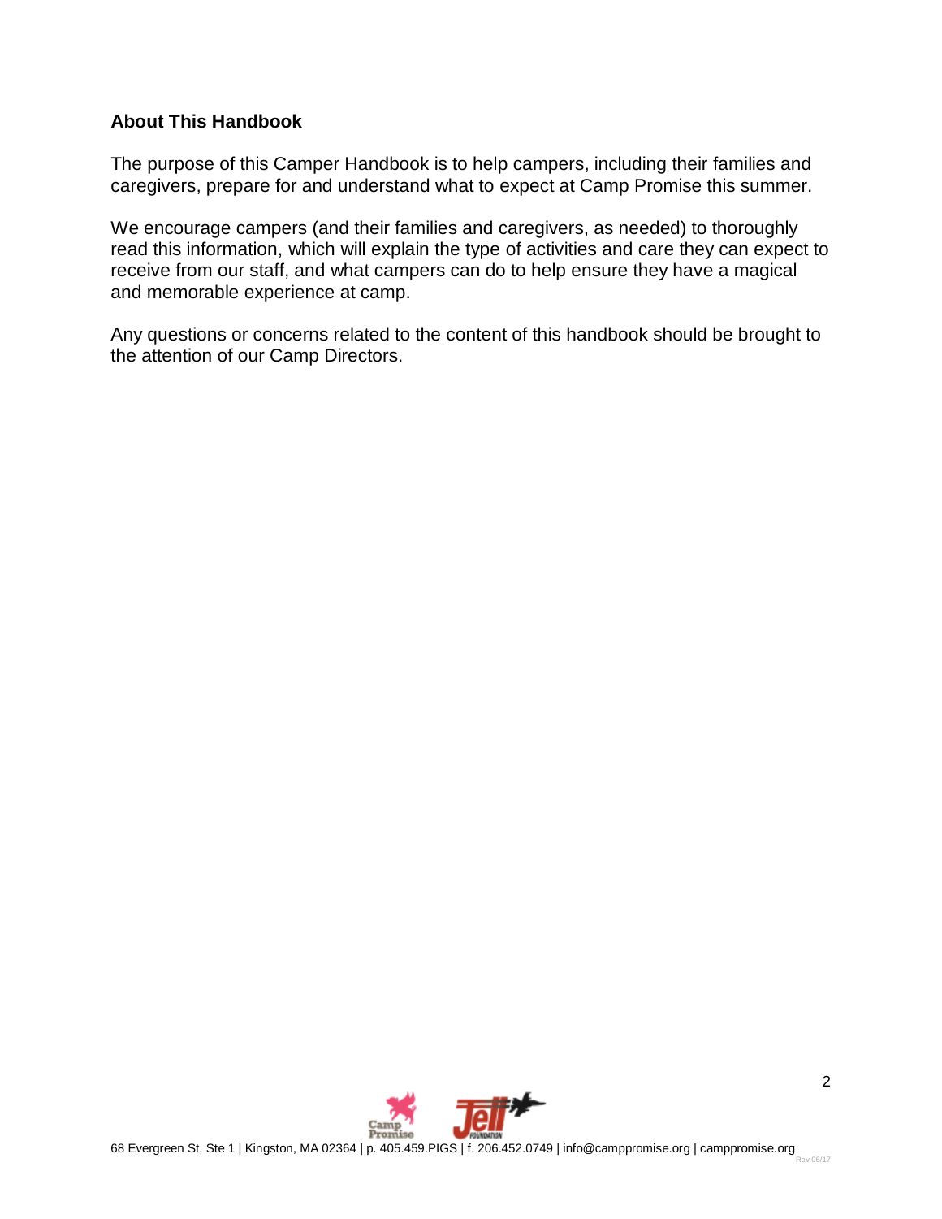## About This Handbook

The purpose of this Camper Handbook is to help campers, including their families and caregivers, prepare for and understand what to expect at Camp Promise this summer.

We encourage campers (and their families and caregivers, as needed) to thoroughly read this information, which will explain the type of activities and care they can expect to receive from our staff, and what campers can do to help ensure they have a magical and memorable experience at camp.

Any questions or concerns related to the content of this handbook should be brought to the attention of our Camp Directors.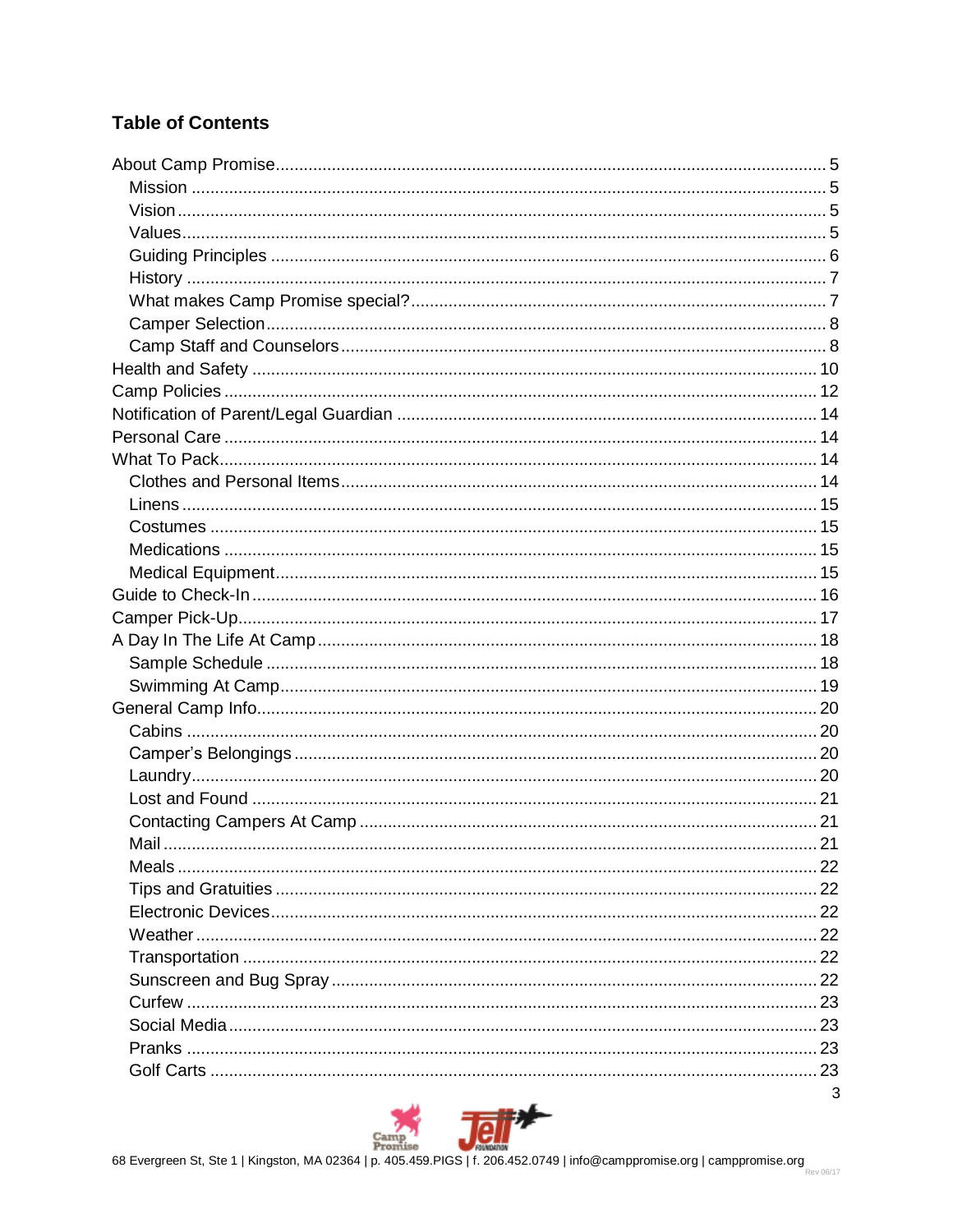## Table of Contents

- About Camp Promise .... 5
  - Mission .... 5
  - Vision .... 5
  - Values .... 5
  - Guiding Principles .... 6
  - History .... 7
  - What makes Camp Promise special? .... 7
  - Camper Selection .... 8
  - Camp Staff and Counselors .... 8
- Health and Safety .... 10
- Camp Policies .... 12
- Notification of Parent/Legal Guardian .... 14
- Personal Care .... 14
- What To Pack .... 14
  - Clothes and Personal Items .... 14
  - Linens .... 15
  - Costumes .... 15
  - Medications .... 15
  - Medical Equipment .... 15
- Guide to Check-In .... 16
- Camper Pick-Up .... 17
- A Day In The Life At Camp .... 18
  - Sample Schedule .... 18
  - Swimming At Camp .... 19
- General Camp Info .... 20
  - Cabins .... 20
  - Camper's Belongings .... 20
  - Laundry .... 20
  - Lost and Found .... 21
  - Contacting Campers At Camp .... 21
  - Mail .... 21
  - Meals .... 22
  - Tips and Gratuities .... 22
  - Electronic Devices .... 22
  - Weather .... 22
  - Transportation .... 22
  - Sunscreen and Bug Spray .... 22
  - Curfew .... 23
  - Social Media .... 23
  - Pranks .... 23
  - Golf Carts .... 23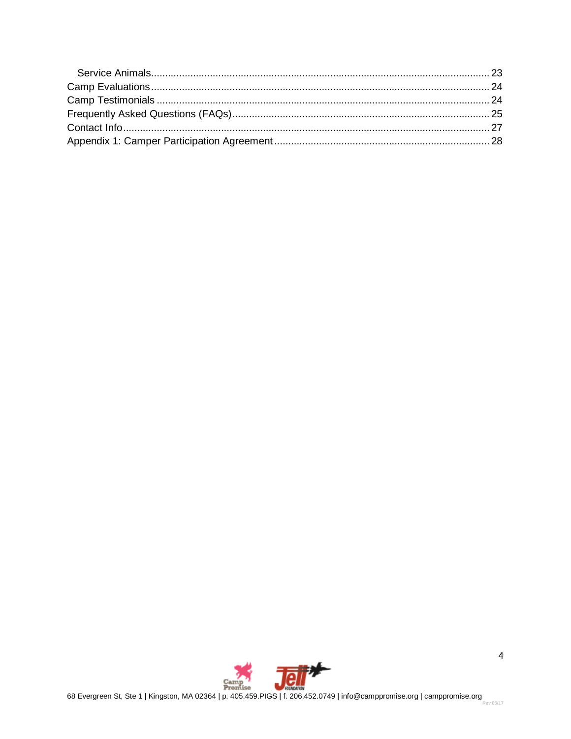- Service Animals ... 23
- Camp Evaluations ... 24
- Camp Testimonials ... 24
- Frequently Asked Questions (FAQs) ... 25
- Contact Info ... 27
- Appendix 1: Camper Participation Agreement ... 28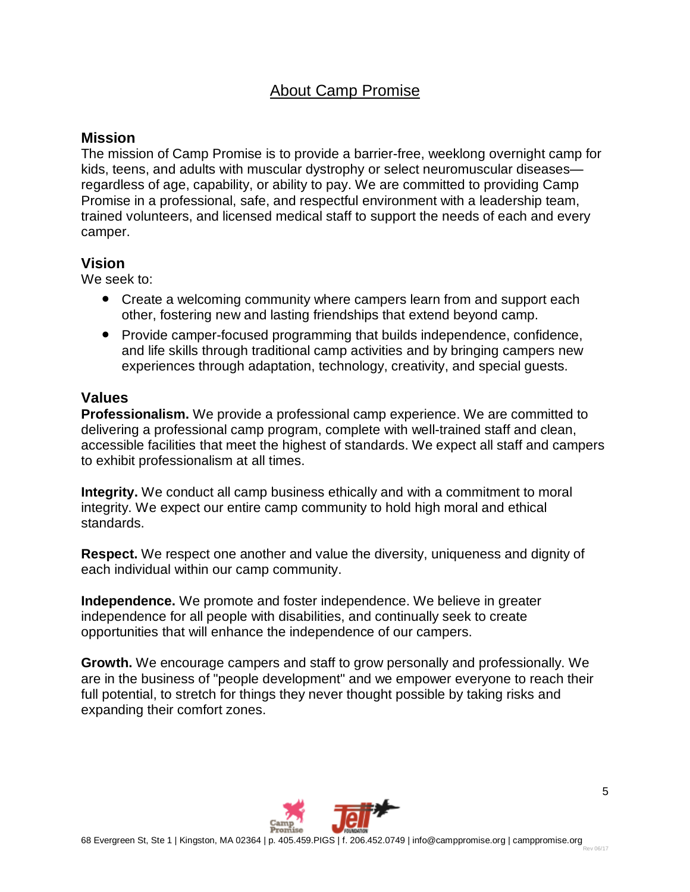# About Camp Promise

## Mission

The mission of Camp Promise is to provide a barrier-free, weeklong overnight camp for kids, teens, and adults with muscular dystrophy or select neuromuscular diseases—regardless of age, capability, or ability to pay. We are committed to providing Camp Promise in a professional, safe, and respectful environment with a leadership team, trained volunteers, and licensed medical staff to support the needs of each and every camper.

## Vision

We seek to:

- Create a welcoming community where campers learn from and support each other, fostering new and lasting friendships that extend beyond camp.
- Provide camper-focused programming that builds independence, confidence, and life skills through traditional camp activities and by bringing campers new experiences through adaptation, technology, creativity, and special guests.

## Values

**Professionalism.** We provide a professional camp experience. We are committed to delivering a professional camp program, complete with well-trained staff and clean, accessible facilities that meet the highest of standards. We expect all staff and campers to exhibit professionalism at all times.

**Integrity.** We conduct all camp business ethically and with a commitment to moral integrity. We expect our entire camp community to hold high moral and ethical standards.

**Respect.** We respect one another and value the diversity, uniqueness and dignity of each individual within our camp community.

**Independence.** We promote and foster independence. We believe in greater independence for all people with disabilities, and continually seek to create opportunities that will enhance the independence of our campers.

**Growth.** We encourage campers and staff to grow personally and professionally. We are in the business of "people development" and we empower everyone to reach their full potential, to stretch for things they never thought possible by taking risks and expanding their comfort zones.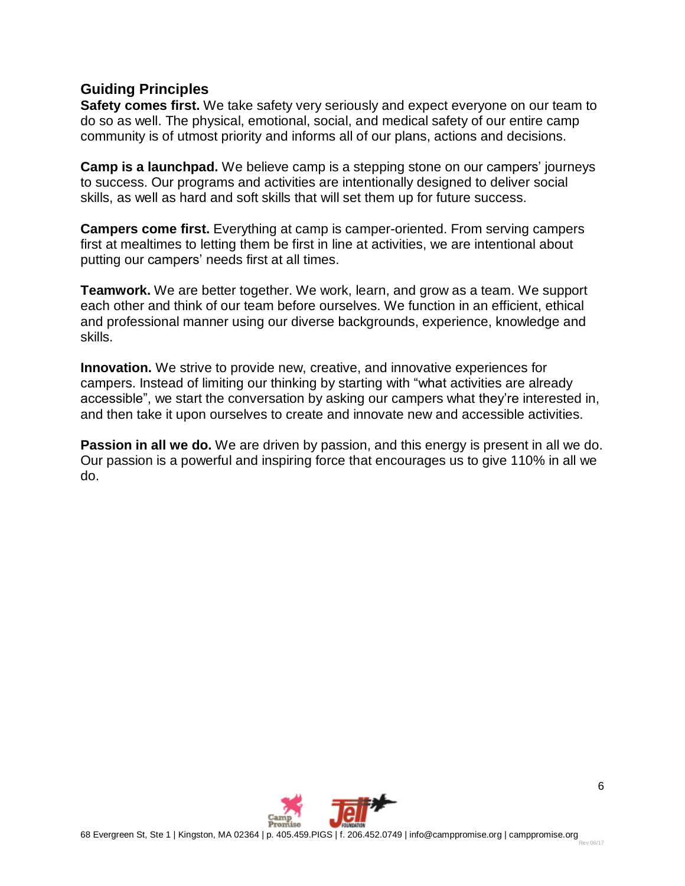## Guiding Principles

**Safety comes first.** We take safety very seriously and expect everyone on our team to do so as well. The physical, emotional, social, and medical safety of our entire camp community is of utmost priority and informs all of our plans, actions and decisions.

**Camp is a launchpad.** We believe camp is a stepping stone on our campers' journeys to success. Our programs and activities are intentionally designed to deliver social skills, as well as hard and soft skills that will set them up for future success.

**Campers come first.** Everything at camp is camper-oriented. From serving campers first at mealtimes to letting them be first in line at activities, we are intentional about putting our campers' needs first at all times.

**Teamwork.** We are better together. We work, learn, and grow as a team. We support each other and think of our team before ourselves. We function in an efficient, ethical and professional manner using our diverse backgrounds, experience, knowledge and skills.

**Innovation.** We strive to provide new, creative, and innovative experiences for campers. Instead of limiting our thinking by starting with "what activities are already accessible", we start the conversation by asking our campers what they're interested in, and then take it upon ourselves to create and innovate new and accessible activities.

**Passion in all we do.** We are driven by passion, and this energy is present in all we do. Our passion is a powerful and inspiring force that encourages us to give 110% in all we do.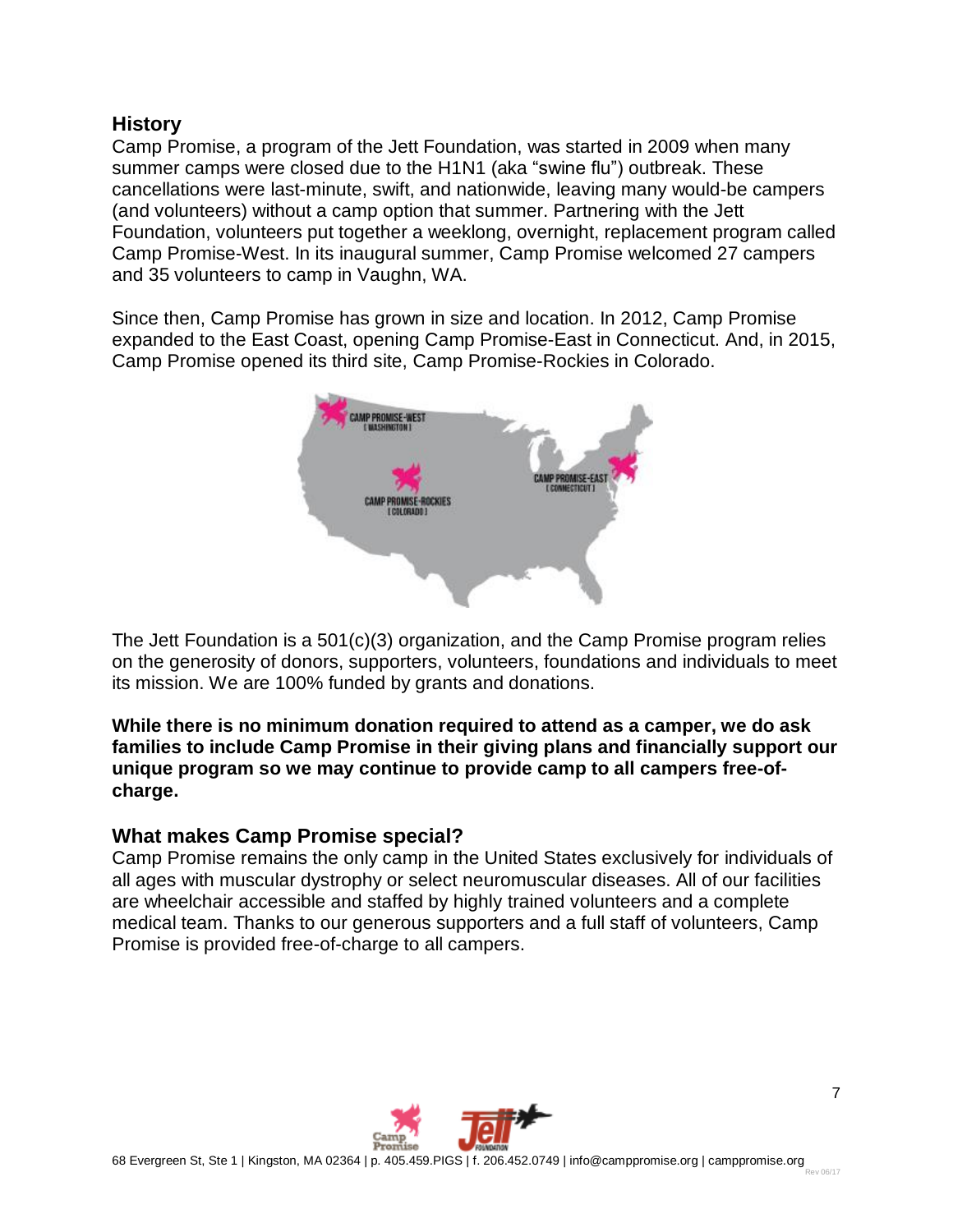## History

Camp Promise, a program of the Jett Foundation, was started in 2009 when many summer camps were closed due to the H1N1 (aka "swine flu") outbreak. These cancellations were last-minute, swift, and nationwide, leaving many would-be campers (and volunteers) without a camp option that summer. Partnering with the Jett Foundation, volunteers put together a weeklong, overnight, replacement program called Camp Promise-West. In its inaugural summer, Camp Promise welcomed 27 campers and 35 volunteers to camp in Vaughn, WA.

Since then, Camp Promise has grown in size and location. In 2012, Camp Promise expanded to the East Coast, opening Camp Promise-East in Connecticut. And, in 2015, Camp Promise opened its third site, Camp Promise-Rockies in Colorado.

The Jett Foundation is a 501(c)(3) organization, and the Camp Promise program relies on the generosity of donors, supporters, volunteers, foundations and individuals to meet its mission. We are 100% funded by grants and donations.

**While there is no minimum donation required to attend as a camper, we do ask families to include Camp Promise in their giving plans and financially support our unique program so we may continue to provide camp to all campers free-of-charge.**

## What makes Camp Promise special?

Camp Promise remains the only camp in the United States exclusively for individuals of all ages with muscular dystrophy or select neuromuscular diseases. All of our facilities are wheelchair accessible and staffed by highly trained volunteers and a complete medical team. Thanks to our generous supporters and a full staff of volunteers, Camp Promise is provided free-of-charge to all campers.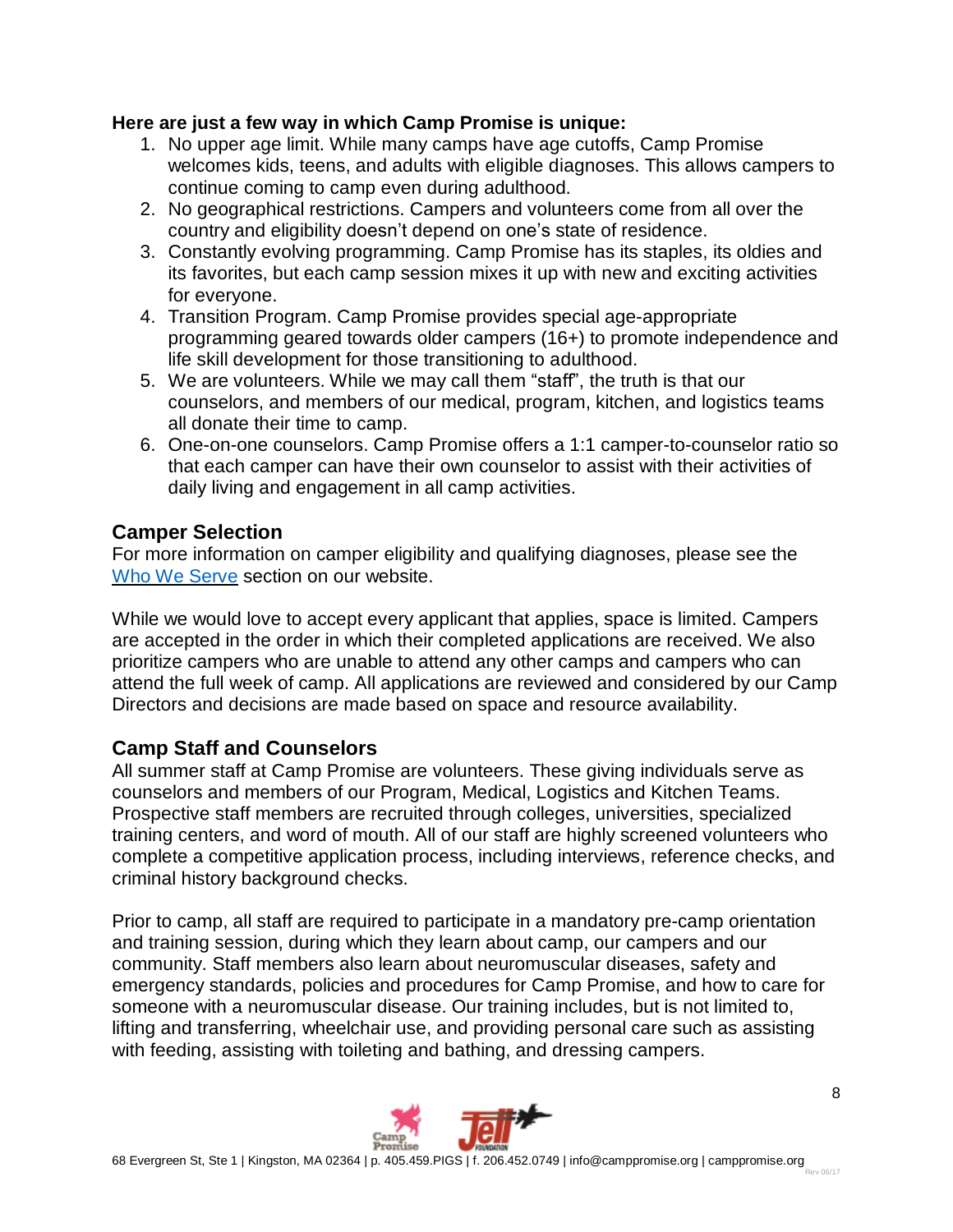**Here are just a few way in which Camp Promise is unique:**

1. No upper age limit. While many camps have age cutoffs, Camp Promise welcomes kids, teens, and adults with eligible diagnoses. This allows campers to continue coming to camp even during adulthood.
2. No geographical restrictions. Campers and volunteers come from all over the country and eligibility doesn't depend on one's state of residence.
3. Constantly evolving programming. Camp Promise has its staples, its oldies and its favorites, but each camp session mixes it up with new and exciting activities for everyone.
4. Transition Program. Camp Promise provides special age-appropriate programming geared towards older campers (16+) to promote independence and life skill development for those transitioning to adulthood.
5. We are volunteers. While we may call them "staff", the truth is that our counselors, and members of our medical, program, kitchen, and logistics teams all donate their time to camp.
6. One-on-one counselors. Camp Promise offers a 1:1 camper-to-counselor ratio so that each camper can have their own counselor to assist with their activities of daily living and engagement in all camp activities.

## Camper Selection

For more information on camper eligibility and qualifying diagnoses, please see the [Who We Serve] section on our website.

While we would love to accept every applicant that applies, space is limited. Campers are accepted in the order in which their completed applications are received. We also prioritize campers who are unable to attend any other camps and campers who can attend the full week of camp. All applications are reviewed and considered by our Camp Directors and decisions are made based on space and resource availability.

## Camp Staff and Counselors

All summer staff at Camp Promise are volunteers. These giving individuals serve as counselors and members of our Program, Medical, Logistics and Kitchen Teams. Prospective staff members are recruited through colleges, universities, specialized training centers, and word of mouth. All of our staff are highly screened volunteers who complete a competitive application process, including interviews, reference checks, and criminal history background checks.

Prior to camp, all staff are required to participate in a mandatory pre-camp orientation and training session, during which they learn about camp, our campers and our community. Staff members also learn about neuromuscular diseases, safety and emergency standards, policies and procedures for Camp Promise, and how to care for someone with a neuromuscular disease. Our training includes, but is not limited to, lifting and transferring, wheelchair use, and providing personal care such as assisting with feeding, assisting with toileting and bathing, and dressing campers.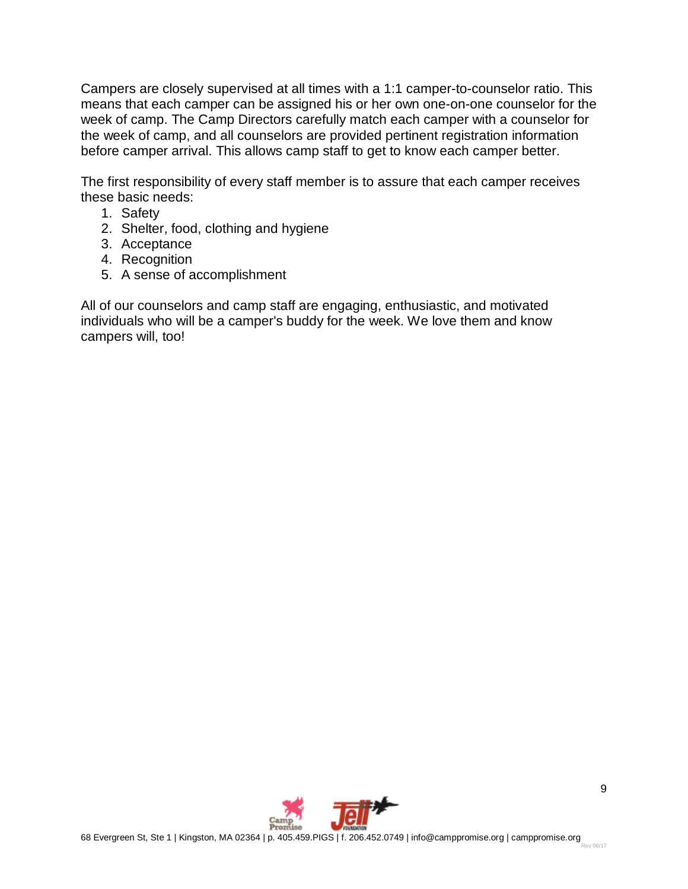Campers are closely supervised at all times with a 1:1 camper-to-counselor ratio. This means that each camper can be assigned his or her own one-on-one counselor for the week of camp. The Camp Directors carefully match each camper with a counselor for the week of camp, and all counselors are provided pertinent registration information before camper arrival. This allows camp staff to get to know each camper better.

The first responsibility of every staff member is to assure that each camper receives these basic needs:

1. Safety
2. Shelter, food, clothing and hygiene
3. Acceptance
4. Recognition
5. A sense of accomplishment

All of our counselors and camp staff are engaging, enthusiastic, and motivated individuals who will be a camper's buddy for the week. We love them and know campers will, too!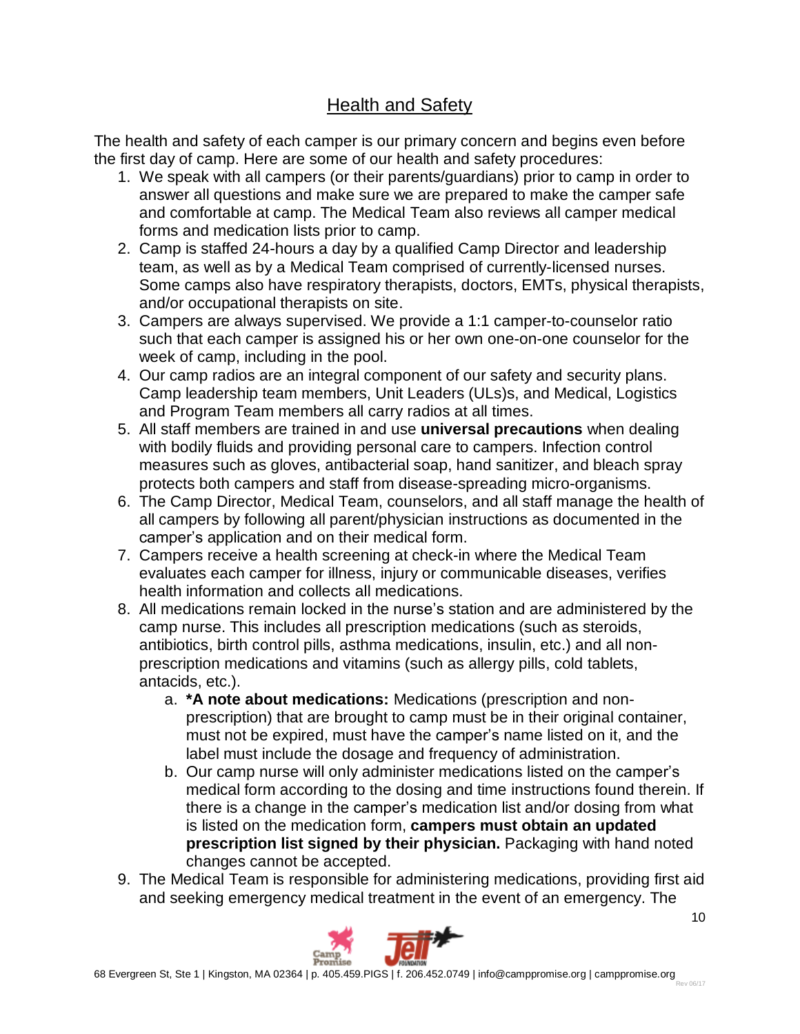## Health and Safety

The health and safety of each camper is our primary concern and begins even before the first day of camp. Here are some of our health and safety procedures:

1. We speak with all campers (or their parents/guardians) prior to camp in order to answer all questions and make sure we are prepared to make the camper safe and comfortable at camp. The Medical Team also reviews all camper medical forms and medication lists prior to camp.
2. Camp is staffed 24-hours a day by a qualified Camp Director and leadership team, as well as by a Medical Team comprised of currently-licensed nurses. Some camps also have respiratory therapists, doctors, EMTs, physical therapists, and/or occupational therapists on site.
3. Campers are always supervised. We provide a 1:1 camper-to-counselor ratio such that each camper is assigned his or her own one-on-one counselor for the week of camp, including in the pool.
4. Our camp radios are an integral component of our safety and security plans. Camp leadership team members, Unit Leaders (ULs)s, and Medical, Logistics and Program Team members all carry radios at all times.
5. All staff members are trained in and use **universal precautions** when dealing with bodily fluids and providing personal care to campers. Infection control measures such as gloves, antibacterial soap, hand sanitizer, and bleach spray protects both campers and staff from disease-spreading micro-organisms.
6. The Camp Director, Medical Team, counselors, and all staff manage the health of all campers by following all parent/physician instructions as documented in the camper's application and on their medical form.
7. Campers receive a health screening at check-in where the Medical Team evaluates each camper for illness, injury or communicable diseases, verifies health information and collects all medications.
8. All medications remain locked in the nurse's station and are administered by the camp nurse. This includes all prescription medications (such as steroids, antibiotics, birth control pills, asthma medications, insulin, etc.) and all non-prescription medications and vitamins (such as allergy pills, cold tablets, antacids, etc.).
   a. ***A note about medications:** Medications (prescription and non-prescription) that are brought to camp must be in their original container, must not be expired, must have the camper's name listed on it, and the label must include the dosage and frequency of administration.
   b. Our camp nurse will only administer medications listed on the camper's medical form according to the dosing and time instructions found therein. If there is a change in the camper's medication list and/or dosing from what is listed on the medication form, **campers must obtain an updated prescription list signed by their physician.** Packaging with hand noted changes cannot be accepted.
9. The Medical Team is responsible for administering medications, providing first aid and seeking emergency medical treatment in the event of an emergency. The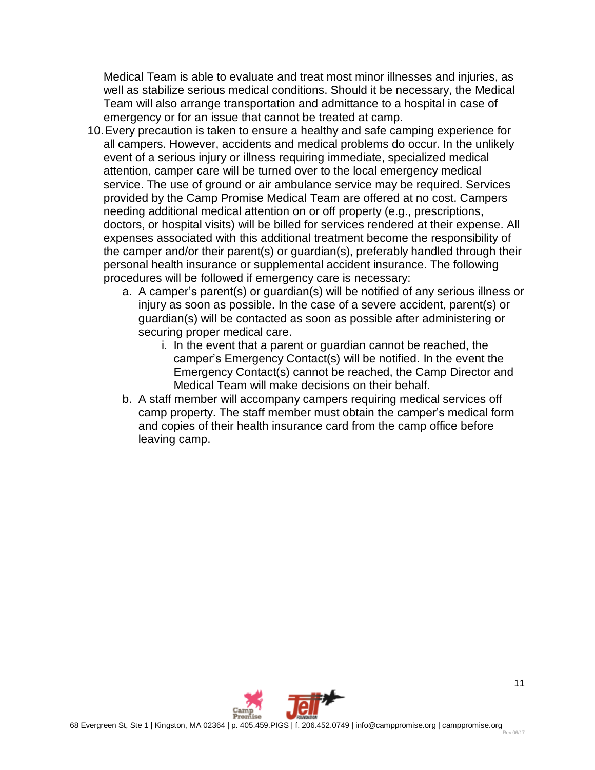Medical Team is able to evaluate and treat most minor illnesses and injuries, as well as stabilize serious medical conditions. Should it be necessary, the Medical Team will also arrange transportation and admittance to a hospital in case of emergency or for an issue that cannot be treated at camp.

10. Every precaution is taken to ensure a healthy and safe camping experience for all campers. However, accidents and medical problems do occur. In the unlikely event of a serious injury or illness requiring immediate, specialized medical attention, camper care will be turned over to the local emergency medical service. The use of ground or air ambulance service may be required. Services provided by the Camp Promise Medical Team are offered at no cost. Campers needing additional medical attention on or off property (e.g., prescriptions, doctors, or hospital visits) will be billed for services rendered at their expense. All expenses associated with this additional treatment become the responsibility of the camper and/or their parent(s) or guardian(s), preferably handled through their personal health insurance or supplemental accident insurance. The following procedures will be followed if emergency care is necessary:
    a. A camper's parent(s) or guardian(s) will be notified of any serious illness or injury as soon as possible. In the case of a severe accident, parent(s) or guardian(s) will be contacted as soon as possible after administering or securing proper medical care.
        i. In the event that a parent or guardian cannot be reached, the camper's Emergency Contact(s) will be notified. In the event the Emergency Contact(s) cannot be reached, the Camp Director and Medical Team will make decisions on their behalf.
    b. A staff member will accompany campers requiring medical services off camp property. The staff member must obtain the camper's medical form and copies of their health insurance card from the camp office before leaving camp.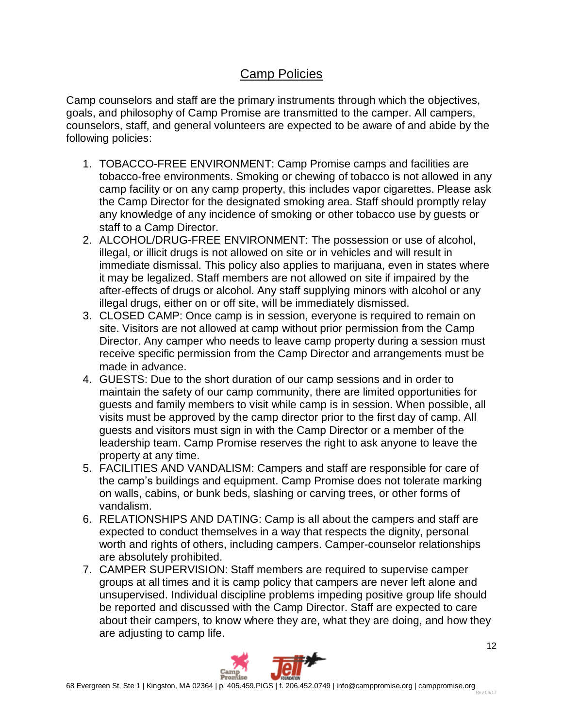# Camp Policies

Camp counselors and staff are the primary instruments through which the objectives, goals, and philosophy of Camp Promise are transmitted to the camper. All campers, counselors, staff, and general volunteers are expected to be aware of and abide by the following policies:

1. TOBACCO-FREE ENVIRONMENT: Camp Promise camps and facilities are tobacco-free environments. Smoking or chewing of tobacco is not allowed in any camp facility or on any camp property, this includes vapor cigarettes. Please ask the Camp Director for the designated smoking area. Staff should promptly relay any knowledge of any incidence of smoking or other tobacco use by guests or staff to a Camp Director.
2. ALCOHOL/DRUG-FREE ENVIRONMENT: The possession or use of alcohol, illegal, or illicit drugs is not allowed on site or in vehicles and will result in immediate dismissal. This policy also applies to marijuana, even in states where it may be legalized. Staff members are not allowed on site if impaired by the after-effects of drugs or alcohol. Any staff supplying minors with alcohol or any illegal drugs, either on or off site, will be immediately dismissed.
3. CLOSED CAMP: Once camp is in session, everyone is required to remain on site. Visitors are not allowed at camp without prior permission from the Camp Director. Any camper who needs to leave camp property during a session must receive specific permission from the Camp Director and arrangements must be made in advance.
4. GUESTS: Due to the short duration of our camp sessions and in order to maintain the safety of our camp community, there are limited opportunities for guests and family members to visit while camp is in session. When possible, all visits must be approved by the camp director prior to the first day of camp. All guests and visitors must sign in with the Camp Director or a member of the leadership team. Camp Promise reserves the right to ask anyone to leave the property at any time.
5. FACILITIES AND VANDALISM: Campers and staff are responsible for care of the camp's buildings and equipment. Camp Promise does not tolerate marking on walls, cabins, or bunk beds, slashing or carving trees, or other forms of vandalism.
6. RELATIONSHIPS AND DATING: Camp is all about the campers and staff are expected to conduct themselves in a way that respects the dignity, personal worth and rights of others, including campers. Camper-counselor relationships are absolutely prohibited.
7. CAMPER SUPERVISION: Staff members are required to supervise camper groups at all times and it is camp policy that campers are never left alone and unsupervised. Individual discipline problems impeding positive group life should be reported and discussed with the Camp Director. Staff are expected to care about their campers, to know where they are, what they are doing, and how they are adjusting to camp life.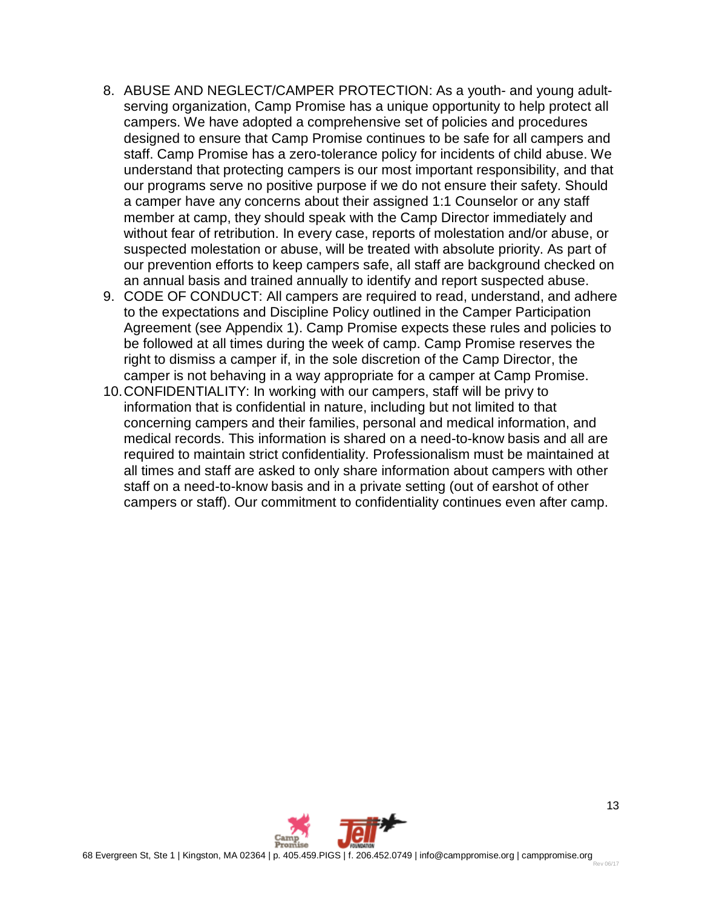8. ABUSE AND NEGLECT/CAMPER PROTECTION: As a youth- and young adult-serving organization, Camp Promise has a unique opportunity to help protect all campers. We have adopted a comprehensive set of policies and procedures designed to ensure that Camp Promise continues to be safe for all campers and staff. Camp Promise has a zero-tolerance policy for incidents of child abuse. We understand that protecting campers is our most important responsibility, and that our programs serve no positive purpose if we do not ensure their safety. Should a camper have any concerns about their assigned 1:1 Counselor or any staff member at camp, they should speak with the Camp Director immediately and without fear of retribution. In every case, reports of molestation and/or abuse, or suspected molestation or abuse, will be treated with absolute priority. As part of our prevention efforts to keep campers safe, all staff are background checked on an annual basis and trained annually to identify and report suspected abuse.
9. CODE OF CONDUCT: All campers are required to read, understand, and adhere to the expectations and Discipline Policy outlined in the Camper Participation Agreement (see Appendix 1). Camp Promise expects these rules and policies to be followed at all times during the week of camp. Camp Promise reserves the right to dismiss a camper if, in the sole discretion of the Camp Director, the camper is not behaving in a way appropriate for a camper at Camp Promise.
10. CONFIDENTIALITY: In working with our campers, staff will be privy to information that is confidential in nature, including but not limited to that concerning campers and their families, personal and medical information, and medical records. This information is shared on a need-to-know basis and all are required to maintain strict confidentiality. Professionalism must be maintained at all times and staff are asked to only share information about campers with other staff on a need-to-know basis and in a private setting (out of earshot of other campers or staff). Our commitment to confidentiality continues even after camp.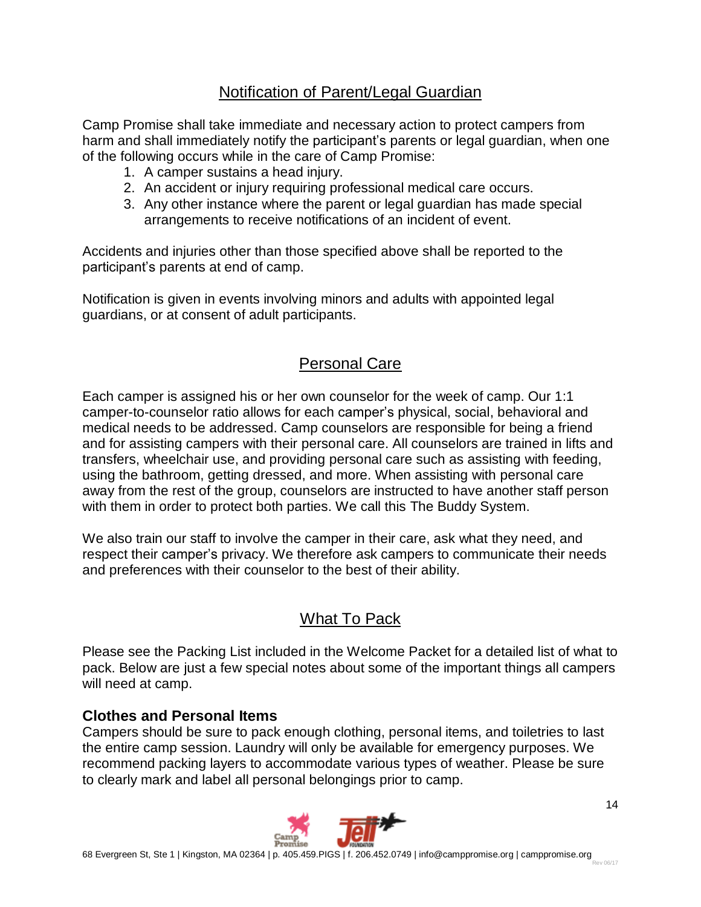## Notification of Parent/Legal Guardian

Camp Promise shall take immediate and necessary action to protect campers from harm and shall immediately notify the participant's parents or legal guardian, when one of the following occurs while in the care of Camp Promise:

1. A camper sustains a head injury.
2. An accident or injury requiring professional medical care occurs.
3. Any other instance where the parent or legal guardian has made special arrangements to receive notifications of an incident of event.

Accidents and injuries other than those specified above shall be reported to the participant's parents at end of camp.

Notification is given in events involving minors and adults with appointed legal guardians, or at consent of adult participants.

## Personal Care

Each camper is assigned his or her own counselor for the week of camp. Our 1:1 camper-to-counselor ratio allows for each camper's physical, social, behavioral and medical needs to be addressed. Camp counselors are responsible for being a friend and for assisting campers with their personal care. All counselors are trained in lifts and transfers, wheelchair use, and providing personal care such as assisting with feeding, using the bathroom, getting dressed, and more. When assisting with personal care away from the rest of the group, counselors are instructed to have another staff person with them in order to protect both parties. We call this The Buddy System.

We also train our staff to involve the camper in their care, ask what they need, and respect their camper's privacy. We therefore ask campers to communicate their needs and preferences with their counselor to the best of their ability.

## What To Pack

Please see the Packing List included in the Welcome Packet for a detailed list of what to pack. Below are just a few special notes about some of the important things all campers will need at camp.

### Clothes and Personal Items

Campers should be sure to pack enough clothing, personal items, and toiletries to last the entire camp session. Laundry will only be available for emergency purposes. We recommend packing layers to accommodate various types of weather. Please be sure to clearly mark and label all personal belongings prior to camp.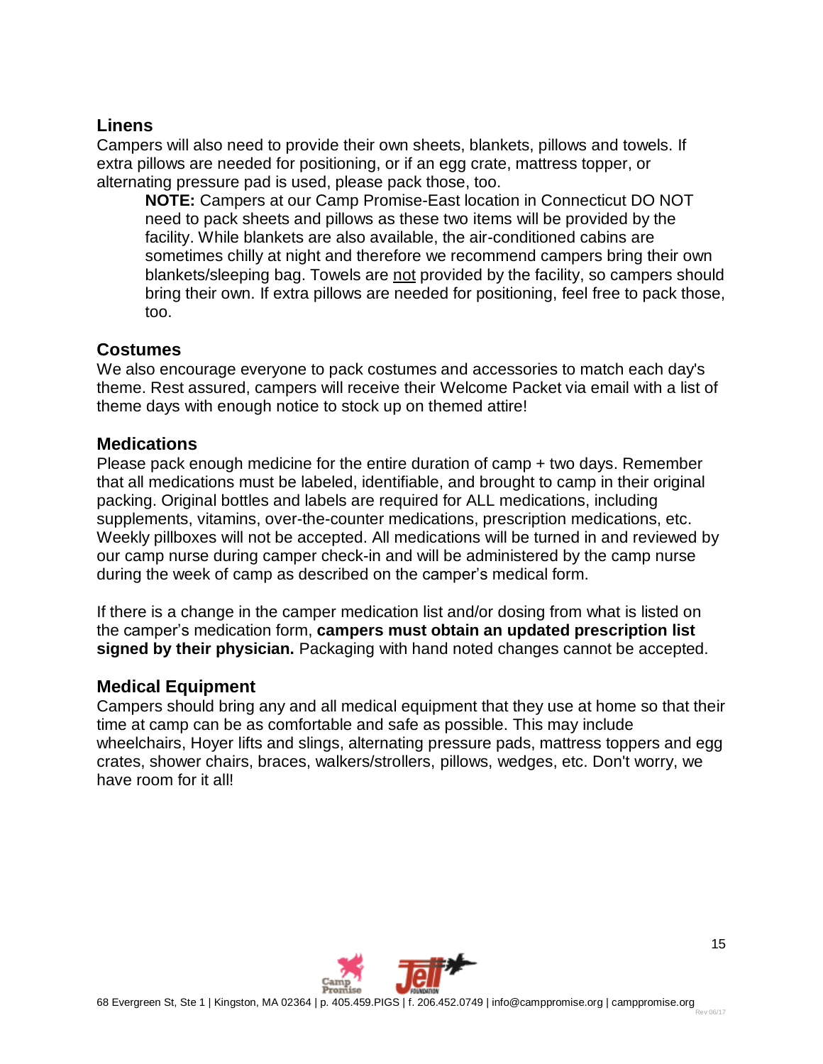## Linens

Campers will also need to provide their own sheets, blankets, pillows and towels. If extra pillows are needed for positioning, or if an egg crate, mattress topper, or alternating pressure pad is used, please pack those, too.

> **NOTE:** Campers at our Camp Promise-East location in Connecticut DO NOT need to pack sheets and pillows as these two items will be provided by the facility. While blankets are also available, the air-conditioned cabins are sometimes chilly at night and therefore we recommend campers bring their own blankets/sleeping bag. Towels are <u>not</u> provided by the facility, so campers should bring their own. If extra pillows are needed for positioning, feel free to pack those, too.

## Costumes

We also encourage everyone to pack costumes and accessories to match each day's theme. Rest assured, campers will receive their Welcome Packet via email with a list of theme days with enough notice to stock up on themed attire!

## Medications

Please pack enough medicine for the entire duration of camp + two days. Remember that all medications must be labeled, identifiable, and brought to camp in their original packing. Original bottles and labels are required for ALL medications, including supplements, vitamins, over-the-counter medications, prescription medications, etc. Weekly pillboxes will not be accepted. All medications will be turned in and reviewed by our camp nurse during camper check-in and will be administered by the camp nurse during the week of camp as described on the camper's medical form.

If there is a change in the camper medication list and/or dosing from what is listed on the camper's medication form, **campers must obtain an updated prescription list signed by their physician.** Packaging with hand noted changes cannot be accepted.

## Medical Equipment

Campers should bring any and all medical equipment that they use at home so that their time at camp can be as comfortable and safe as possible. This may include wheelchairs, Hoyer lifts and slings, alternating pressure pads, mattress toppers and egg crates, shower chairs, braces, walkers/strollers, pillows, wedges, etc. Don't worry, we have room for it all!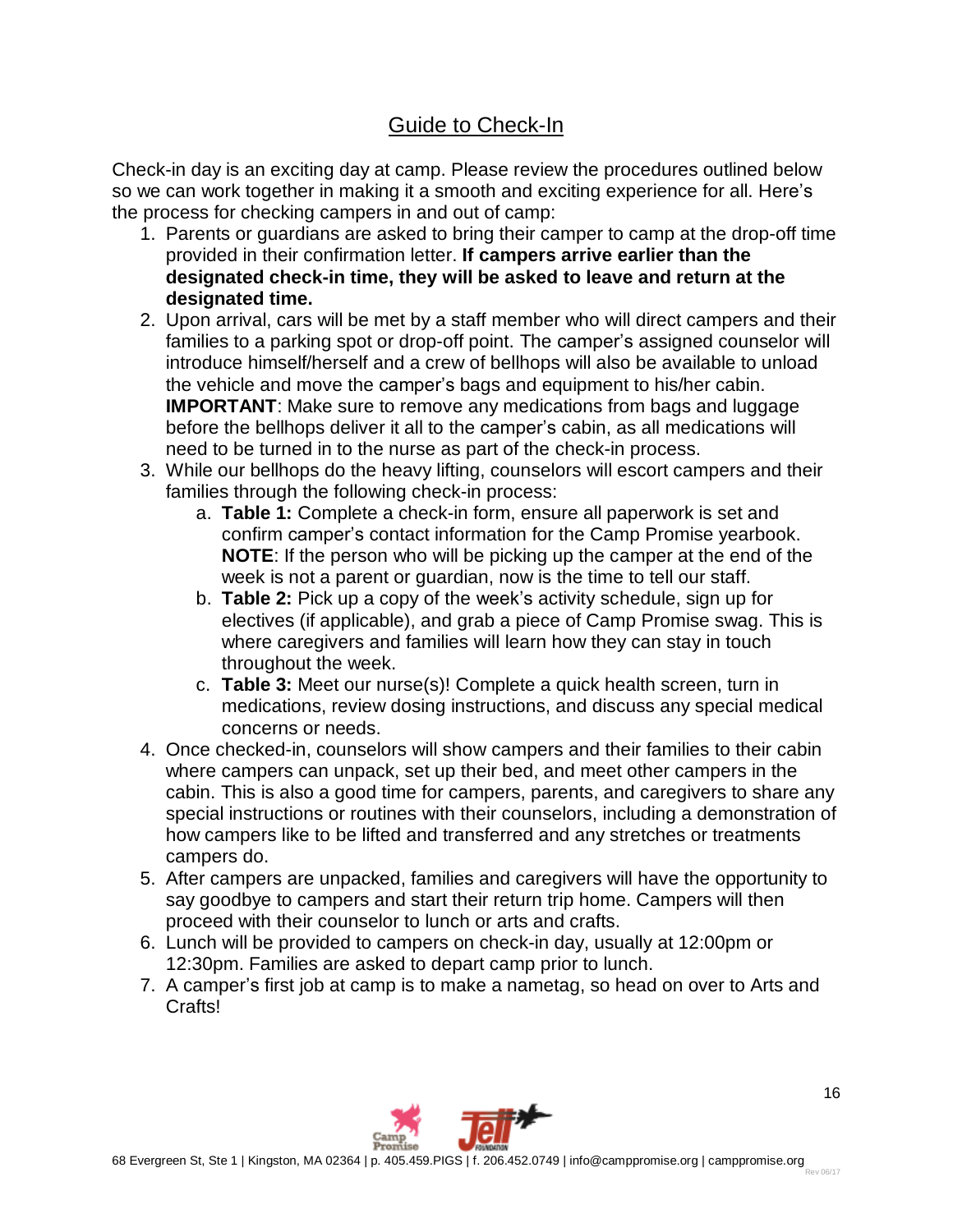## Guide to Check-In

Check-in day is an exciting day at camp. Please review the procedures outlined below so we can work together in making it a smooth and exciting experience for all. Here's the process for checking campers in and out of camp:

1. Parents or guardians are asked to bring their camper to camp at the drop-off time provided in their confirmation letter. **If campers arrive earlier than the designated check-in time, they will be asked to leave and return at the designated time.**
2. Upon arrival, cars will be met by a staff member who will direct campers and their families to a parking spot or drop-off point. The camper's assigned counselor will introduce himself/herself and a crew of bellhops will also be available to unload the vehicle and move the camper's bags and equipment to his/her cabin. **IMPORTANT**: Make sure to remove any medications from bags and luggage before the bellhops deliver it all to the camper's cabin, as all medications will need to be turned in to the nurse as part of the check-in process.
3. While our bellhops do the heavy lifting, counselors will escort campers and their families through the following check-in process:
   a. **Table 1:** Complete a check-in form, ensure all paperwork is set and confirm camper's contact information for the Camp Promise yearbook. **NOTE**: If the person who will be picking up the camper at the end of the week is not a parent or guardian, now is the time to tell our staff.
   b. **Table 2:** Pick up a copy of the week's activity schedule, sign up for electives (if applicable), and grab a piece of Camp Promise swag. This is where caregivers and families will learn how they can stay in touch throughout the week.
   c. **Table 3:** Meet our nurse(s)! Complete a quick health screen, turn in medications, review dosing instructions, and discuss any special medical concerns or needs.
4. Once checked-in, counselors will show campers and their families to their cabin where campers can unpack, set up their bed, and meet other campers in the cabin. This is also a good time for campers, parents, and caregivers to share any special instructions or routines with their counselors, including a demonstration of how campers like to be lifted and transferred and any stretches or treatments campers do.
5. After campers are unpacked, families and caregivers will have the opportunity to say goodbye to campers and start their return trip home. Campers will then proceed with their counselor to lunch or arts and crafts.
6. Lunch will be provided to campers on check-in day, usually at 12:00pm or 12:30pm. Families are asked to depart camp prior to lunch.
7. A camper's first job at camp is to make a nametag, so head on over to Arts and Crafts!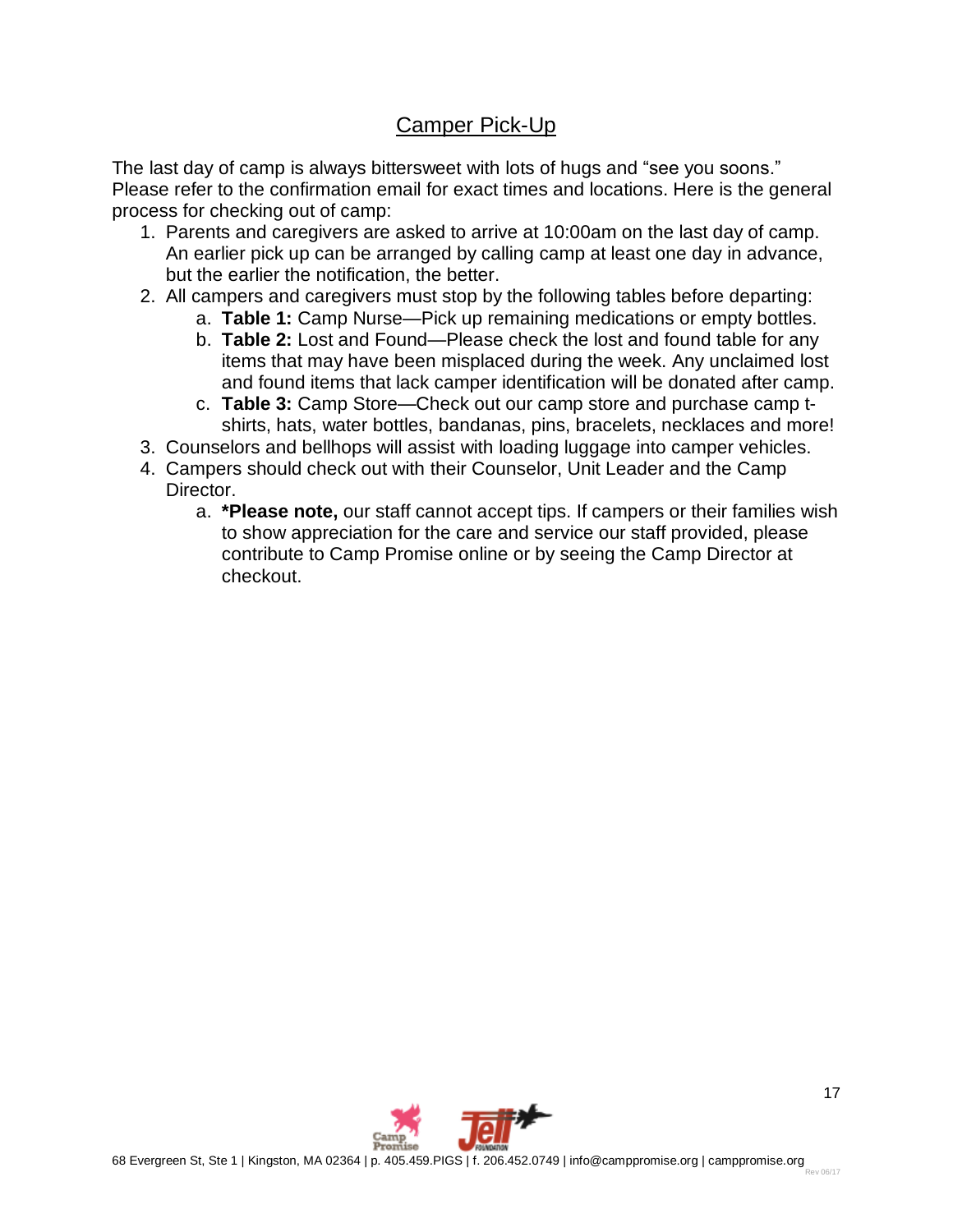## Camper Pick-Up

The last day of camp is always bittersweet with lots of hugs and "see you soons." Please refer to the confirmation email for exact times and locations. Here is the general process for checking out of camp:

1. Parents and caregivers are asked to arrive at 10:00am on the last day of camp. An earlier pick up can be arranged by calling camp at least one day in advance, but the earlier the notification, the better.
2. All campers and caregivers must stop by the following tables before departing:
   a. **Table 1:** Camp Nurse—Pick up remaining medications or empty bottles.
   b. **Table 2:** Lost and Found—Please check the lost and found table for any items that may have been misplaced during the week. Any unclaimed lost and found items that lack camper identification will be donated after camp.
   c. **Table 3:** Camp Store—Check out our camp store and purchase camp t-shirts, hats, water bottles, bandanas, pins, bracelets, necklaces and more!
3. Counselors and bellhops will assist with loading luggage into camper vehicles.
4. Campers should check out with their Counselor, Unit Leader and the Camp Director.
   a. ***Please note,** our staff cannot accept tips. If campers or their families wish to show appreciation for the care and service our staff provided, please contribute to Camp Promise online or by seeing the Camp Director at checkout.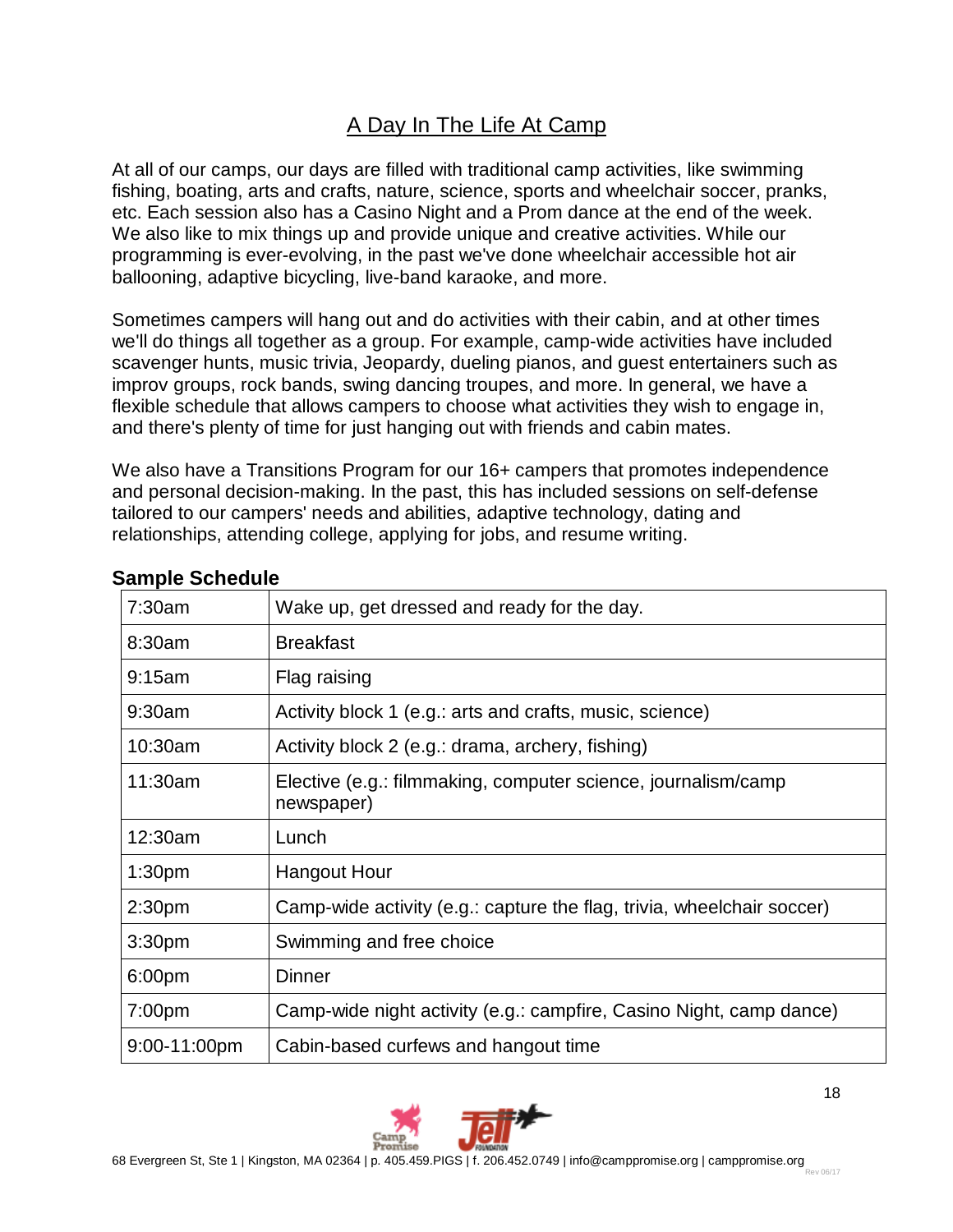# A Day In The Life At Camp

At all of our camps, our days are filled with traditional camp activities, like swimming fishing, boating, arts and crafts, nature, science, sports and wheelchair soccer, pranks, etc. Each session also has a Casino Night and a Prom dance at the end of the week. We also like to mix things up and provide unique and creative activities. While our programming is ever-evolving, in the past we've done wheelchair accessible hot air ballooning, adaptive bicycling, live-band karaoke, and more.

Sometimes campers will hang out and do activities with their cabin, and at other times we'll do things all together as a group. For example, camp-wide activities have included scavenger hunts, music trivia, Jeopardy, dueling pianos, and guest entertainers such as improv groups, rock bands, swing dancing troupes, and more. In general, we have a flexible schedule that allows campers to choose what activities they wish to engage in, and there's plenty of time for just hanging out with friends and cabin mates.

We also have a Transitions Program for our 16+ campers that promotes independence and personal decision-making. In the past, this has included sessions on self-defense tailored to our campers' needs and abilities, adaptive technology, dating and relationships, attending college, applying for jobs, and resume writing.

**Sample Schedule**

| Time | Activity |
|---|---|
| 7:30am | Wake up, get dressed and ready for the day. |
| 8:30am | Breakfast |
| 9:15am | Flag raising |
| 9:30am | Activity block 1 (e.g.: arts and crafts, music, science) |
| 10:30am | Activity block 2 (e.g.: drama, archery, fishing) |
| 11:30am | Elective (e.g.: filmmaking, computer science, journalism/camp newspaper) |
| 12:30am | Lunch |
| 1:30pm | Hangout Hour |
| 2:30pm | Camp-wide activity (e.g.: capture the flag, trivia, wheelchair soccer) |
| 3:30pm | Swimming and free choice |
| 6:00pm | Dinner |
| 7:00pm | Camp-wide night activity (e.g.: campfire, Casino Night, camp dance) |
| 9:00-11:00pm | Cabin-based curfews and hangout time |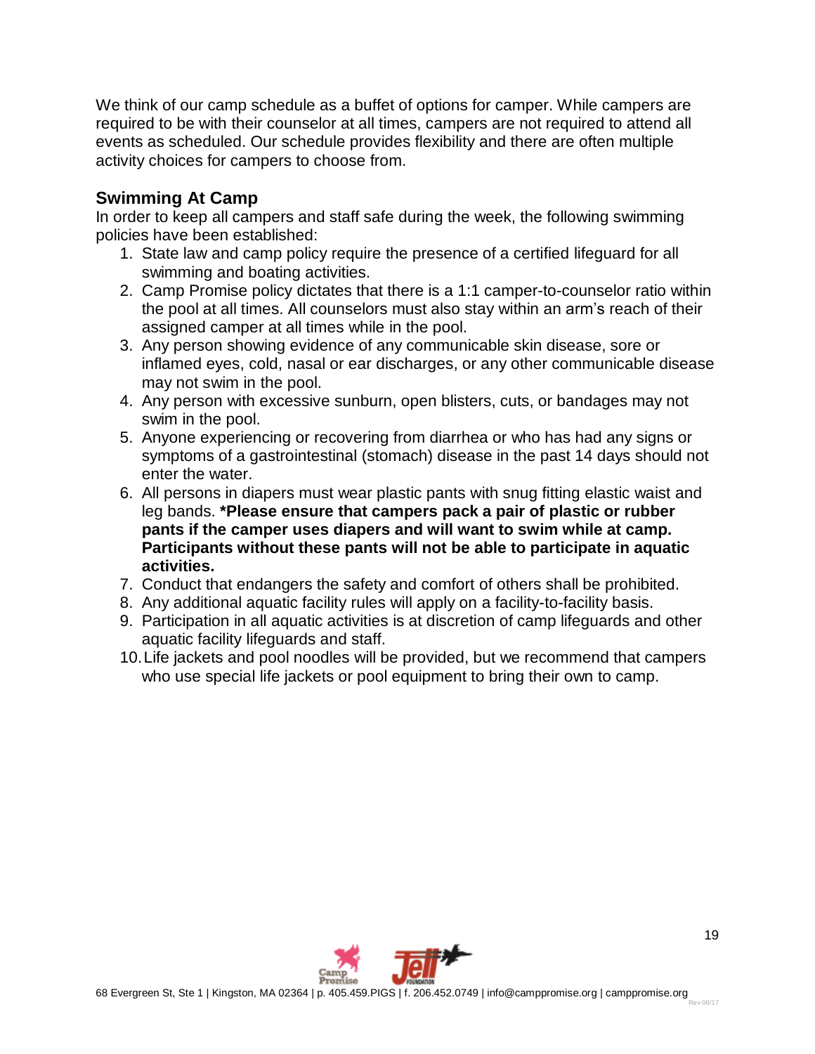We think of our camp schedule as a buffet of options for camper. While campers are required to be with their counselor at all times, campers are not required to attend all events as scheduled. Our schedule provides flexibility and there are often multiple activity choices for campers to choose from.

## Swimming At Camp

In order to keep all campers and staff safe during the week, the following swimming policies have been established:

1. State law and camp policy require the presence of a certified lifeguard for all swimming and boating activities.
2. Camp Promise policy dictates that there is a 1:1 camper-to-counselor ratio within the pool at all times. All counselors must also stay within an arm's reach of their assigned camper at all times while in the pool.
3. Any person showing evidence of any communicable skin disease, sore or inflamed eyes, cold, nasal or ear discharges, or any other communicable disease may not swim in the pool.
4. Any person with excessive sunburn, open blisters, cuts, or bandages may not swim in the pool.
5. Anyone experiencing or recovering from diarrhea or who has had any signs or symptoms of a gastrointestinal (stomach) disease in the past 14 days should not enter the water.
6. All persons in diapers must wear plastic pants with snug fitting elastic waist and leg bands. **\*Please ensure that campers pack a pair of plastic or rubber pants if the camper uses diapers and will want to swim while at camp. Participants without these pants will not be able to participate in aquatic activities.**
7. Conduct that endangers the safety and comfort of others shall be prohibited.
8. Any additional aquatic facility rules will apply on a facility-to-facility basis.
9. Participation in all aquatic activities is at discretion of camp lifeguards and other aquatic facility lifeguards and staff.
10. Life jackets and pool noodles will be provided, but we recommend that campers who use special life jackets or pool equipment to bring their own to camp.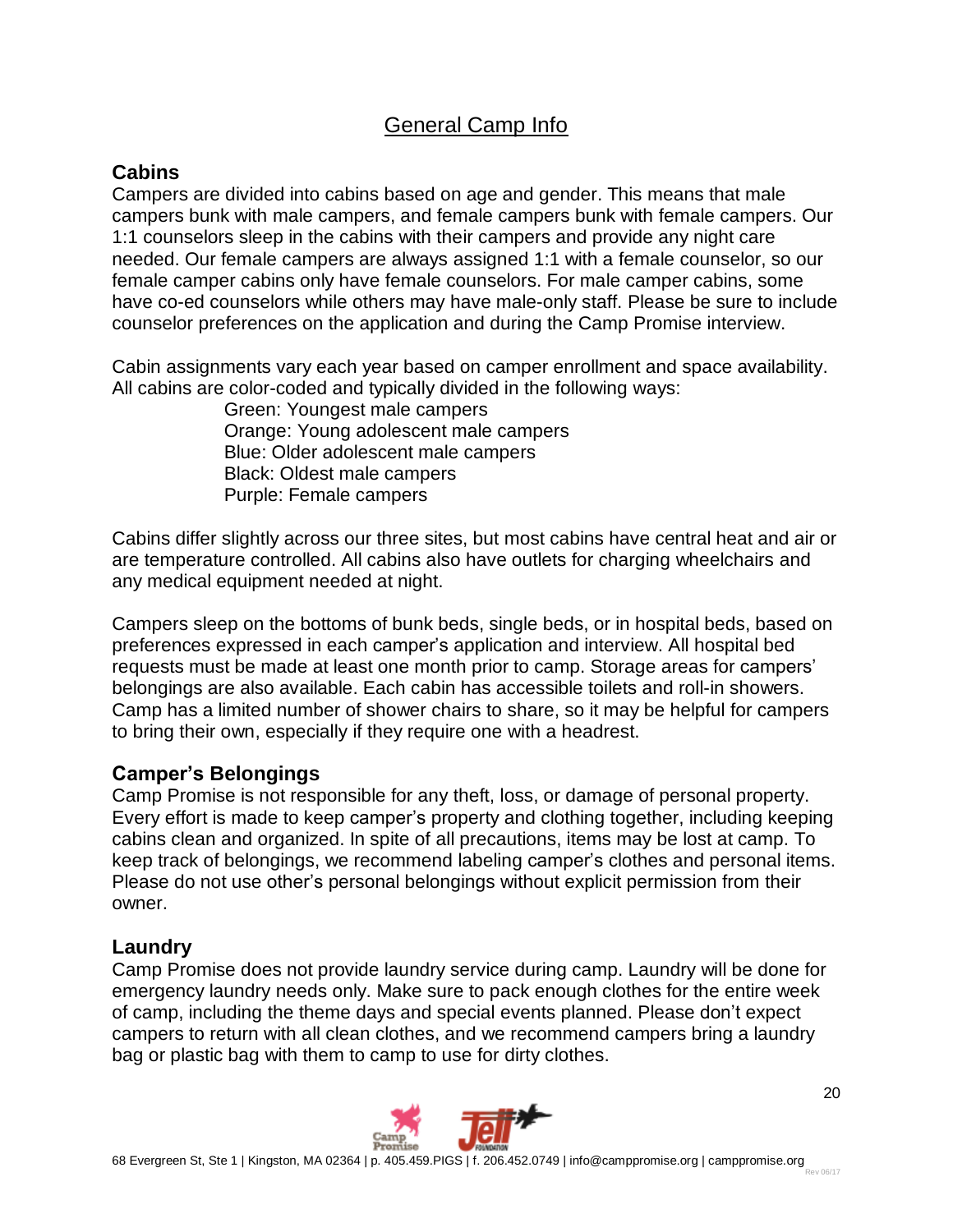# General Camp Info

## Cabins

Campers are divided into cabins based on age and gender. This means that male campers bunk with male campers, and female campers bunk with female campers. Our 1:1 counselors sleep in the cabins with their campers and provide any night care needed. Our female campers are always assigned 1:1 with a female counselor, so our female camper cabins only have female counselors. For male camper cabins, some have co-ed counselors while others may have male-only staff. Please be sure to include counselor preferences on the application and during the Camp Promise interview.

Cabin assignments vary each year based on camper enrollment and space availability. All cabins are color-coded and typically divided in the following ways:

Green: Youngest male campers
Orange: Young adolescent male campers
Blue: Older adolescent male campers
Black: Oldest male campers
Purple: Female campers

Cabins differ slightly across our three sites, but most cabins have central heat and air or are temperature controlled. All cabins also have outlets for charging wheelchairs and any medical equipment needed at night.

Campers sleep on the bottoms of bunk beds, single beds, or in hospital beds, based on preferences expressed in each camper's application and interview. All hospital bed requests must be made at least one month prior to camp. Storage areas for campers' belongings are also available. Each cabin has accessible toilets and roll-in showers. Camp has a limited number of shower chairs to share, so it may be helpful for campers to bring their own, especially if they require one with a headrest.

## Camper's Belongings

Camp Promise is not responsible for any theft, loss, or damage of personal property. Every effort is made to keep camper's property and clothing together, including keeping cabins clean and organized. In spite of all precautions, items may be lost at camp. To keep track of belongings, we recommend labeling camper's clothes and personal items. Please do not use other's personal belongings without explicit permission from their owner.

## Laundry

Camp Promise does not provide laundry service during camp. Laundry will be done for emergency laundry needs only. Make sure to pack enough clothes for the entire week of camp, including the theme days and special events planned. Please don't expect campers to return with all clean clothes, and we recommend campers bring a laundry bag or plastic bag with them to camp to use for dirty clothes.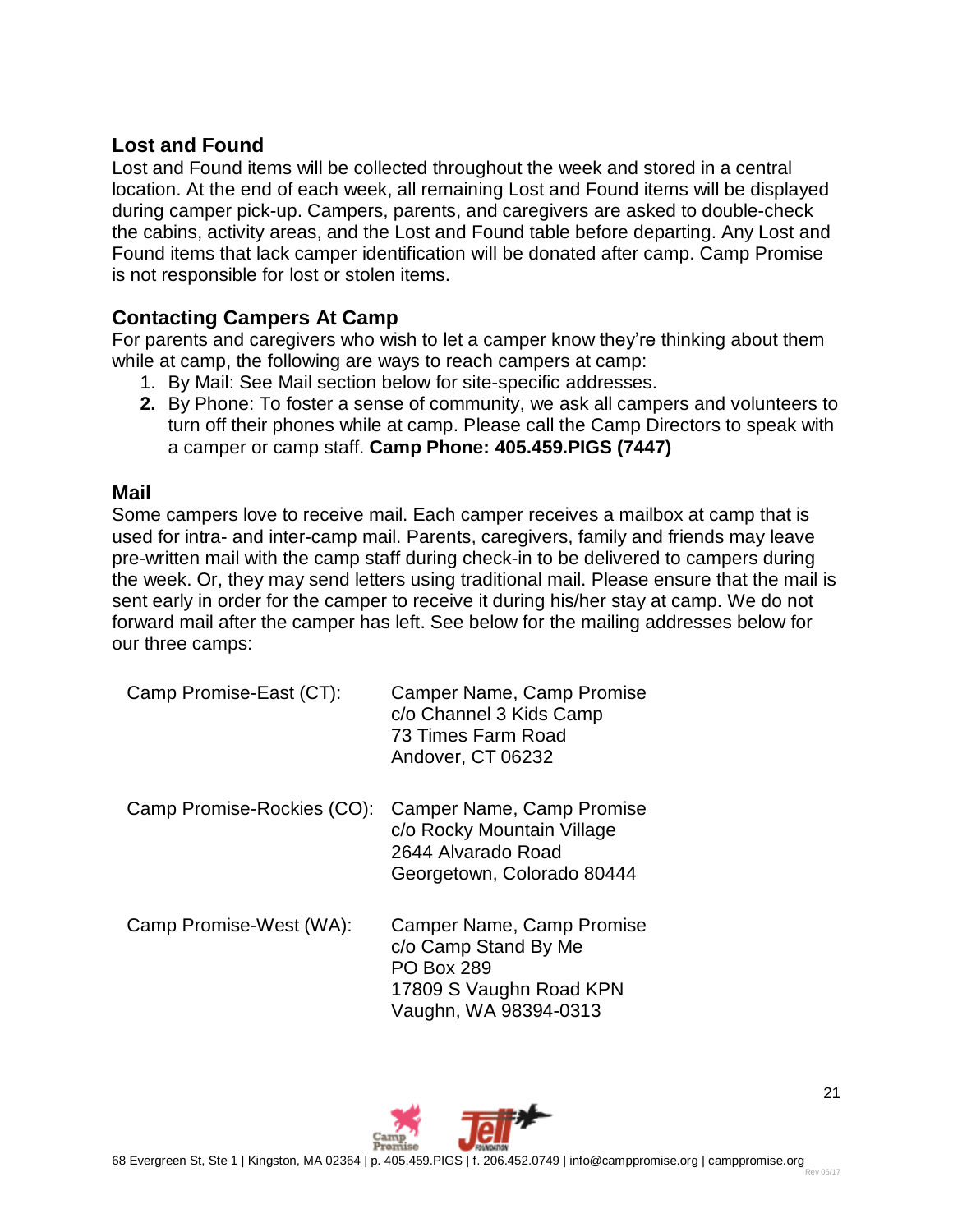## Lost and Found

Lost and Found items will be collected throughout the week and stored in a central location. At the end of each week, all remaining Lost and Found items will be displayed during camper pick-up. Campers, parents, and caregivers are asked to double-check the cabins, activity areas, and the Lost and Found table before departing. Any Lost and Found items that lack camper identification will be donated after camp. Camp Promise is not responsible for lost or stolen items.

## Contacting Campers At Camp

For parents and caregivers who wish to let a camper know they're thinking about them while at camp, the following are ways to reach campers at camp:

1. By Mail: See Mail section below for site-specific addresses.
2. By Phone: To foster a sense of community, we ask all campers and volunteers to turn off their phones while at camp. Please call the Camp Directors to speak with a camper or camp staff. **Camp Phone: 405.459.PIGS (7447)**

## Mail

Some campers love to receive mail. Each camper receives a mailbox at camp that is used for intra- and inter-camp mail. Parents, caregivers, family and friends may leave pre-written mail with the camp staff during check-in to be delivered to campers during the week. Or, they may send letters using traditional mail. Please ensure that the mail is sent early in order for the camper to receive it during his/her stay at camp. We do not forward mail after the camper has left. See below for the mailing addresses below for our three camps:

Camp Promise-East (CT):
Camper Name, Camp Promise
c/o Channel 3 Kids Camp
73 Times Farm Road
Andover, CT 06232

Camp Promise-Rockies (CO):
Camper Name, Camp Promise
c/o Rocky Mountain Village
2644 Alvarado Road
Georgetown, Colorado 80444

Camp Promise-West (WA):
Camper Name, Camp Promise
c/o Camp Stand By Me
PO Box 289
17809 S Vaughn Road KPN
Vaughn, WA 98394-0313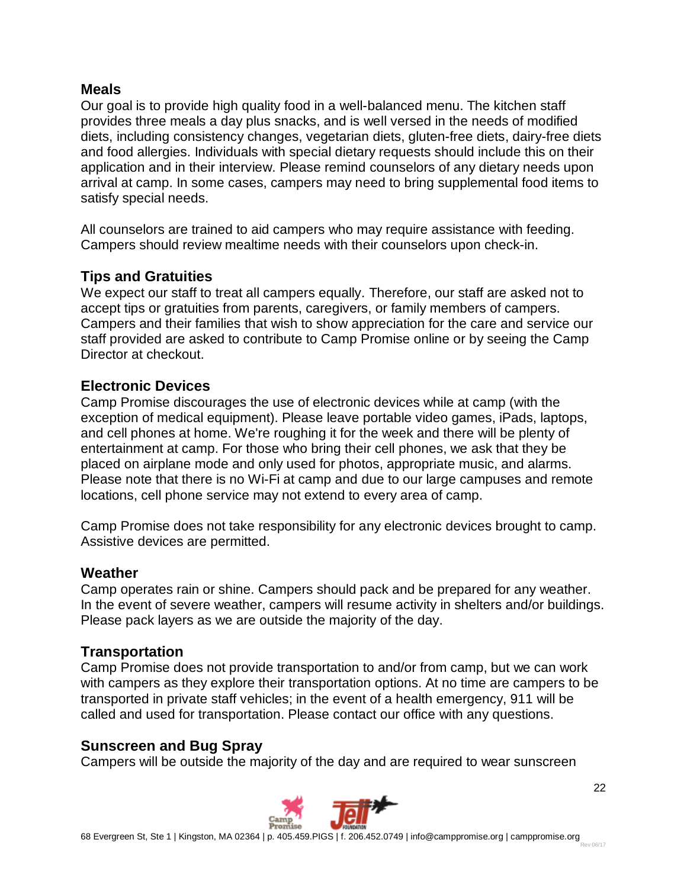## Meals

Our goal is to provide high quality food in a well-balanced menu. The kitchen staff provides three meals a day plus snacks, and is well versed in the needs of modified diets, including consistency changes, vegetarian diets, gluten-free diets, dairy-free diets and food allergies. Individuals with special dietary requests should include this on their application and in their interview. Please remind counselors of any dietary needs upon arrival at camp. In some cases, campers may need to bring supplemental food items to satisfy special needs.

All counselors are trained to aid campers who may require assistance with feeding. Campers should review mealtime needs with their counselors upon check-in.

## Tips and Gratuities

We expect our staff to treat all campers equally. Therefore, our staff are asked not to accept tips or gratuities from parents, caregivers, or family members of campers. Campers and their families that wish to show appreciation for the care and service our staff provided are asked to contribute to Camp Promise online or by seeing the Camp Director at checkout.

## Electronic Devices

Camp Promise discourages the use of electronic devices while at camp (with the exception of medical equipment). Please leave portable video games, iPads, laptops, and cell phones at home. We're roughing it for the week and there will be plenty of entertainment at camp. For those who bring their cell phones, we ask that they be placed on airplane mode and only used for photos, appropriate music, and alarms. Please note that there is no Wi-Fi at camp and due to our large campuses and remote locations, cell phone service may not extend to every area of camp.

Camp Promise does not take responsibility for any electronic devices brought to camp. Assistive devices are permitted.

## Weather

Camp operates rain or shine. Campers should pack and be prepared for any weather. In the event of severe weather, campers will resume activity in shelters and/or buildings. Please pack layers as we are outside the majority of the day.

## Transportation

Camp Promise does not provide transportation to and/or from camp, but we can work with campers as they explore their transportation options. At no time are campers to be transported in private staff vehicles; in the event of a health emergency, 911 will be called and used for transportation. Please contact our office with any questions.

## Sunscreen and Bug Spray

Campers will be outside the majority of the day and are required to wear sunscreen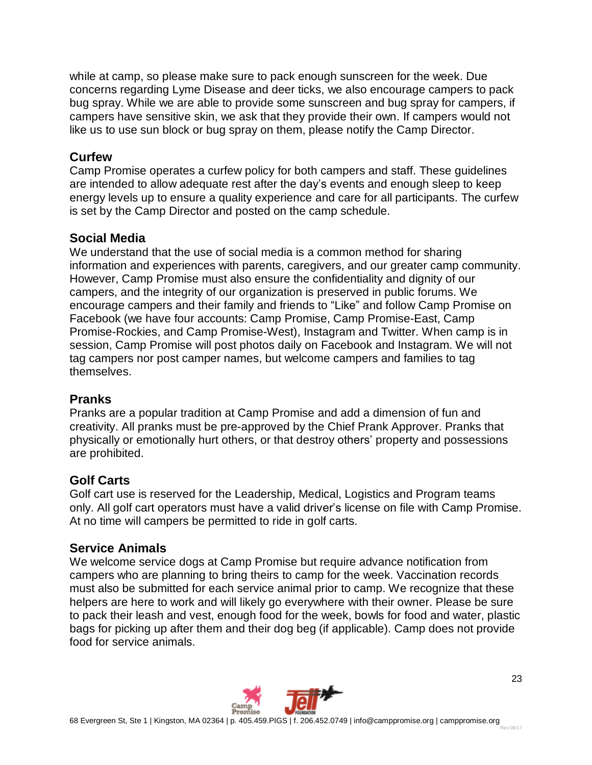while at camp, so please make sure to pack enough sunscreen for the week. Due concerns regarding Lyme Disease and deer ticks, we also encourage campers to pack bug spray. While we are able to provide some sunscreen and bug spray for campers, if campers have sensitive skin, we ask that they provide their own. If campers would not like us to use sun block or bug spray on them, please notify the Camp Director.

## Curfew

Camp Promise operates a curfew policy for both campers and staff. These guidelines are intended to allow adequate rest after the day's events and enough sleep to keep energy levels up to ensure a quality experience and care for all participants. The curfew is set by the Camp Director and posted on the camp schedule.

## Social Media

We understand that the use of social media is a common method for sharing information and experiences with parents, caregivers, and our greater camp community. However, Camp Promise must also ensure the confidentiality and dignity of our campers, and the integrity of our organization is preserved in public forums. We encourage campers and their family and friends to "Like" and follow Camp Promise on Facebook (we have four accounts: Camp Promise, Camp Promise-East, Camp Promise-Rockies, and Camp Promise-West), Instagram and Twitter. When camp is in session, Camp Promise will post photos daily on Facebook and Instagram. We will not tag campers nor post camper names, but welcome campers and families to tag themselves.

## Pranks

Pranks are a popular tradition at Camp Promise and add a dimension of fun and creativity. All pranks must be pre-approved by the Chief Prank Approver. Pranks that physically or emotionally hurt others, or that destroy others' property and possessions are prohibited.

## Golf Carts

Golf cart use is reserved for the Leadership, Medical, Logistics and Program teams only. All golf cart operators must have a valid driver's license on file with Camp Promise. At no time will campers be permitted to ride in golf carts.

## Service Animals

We welcome service dogs at Camp Promise but require advance notification from campers who are planning to bring theirs to camp for the week. Vaccination records must also be submitted for each service animal prior to camp. We recognize that these helpers are here to work and will likely go everywhere with their owner. Please be sure to pack their leash and vest, enough food for the week, bowls for food and water, plastic bags for picking up after them and their dog beg (if applicable). Camp does not provide food for service animals.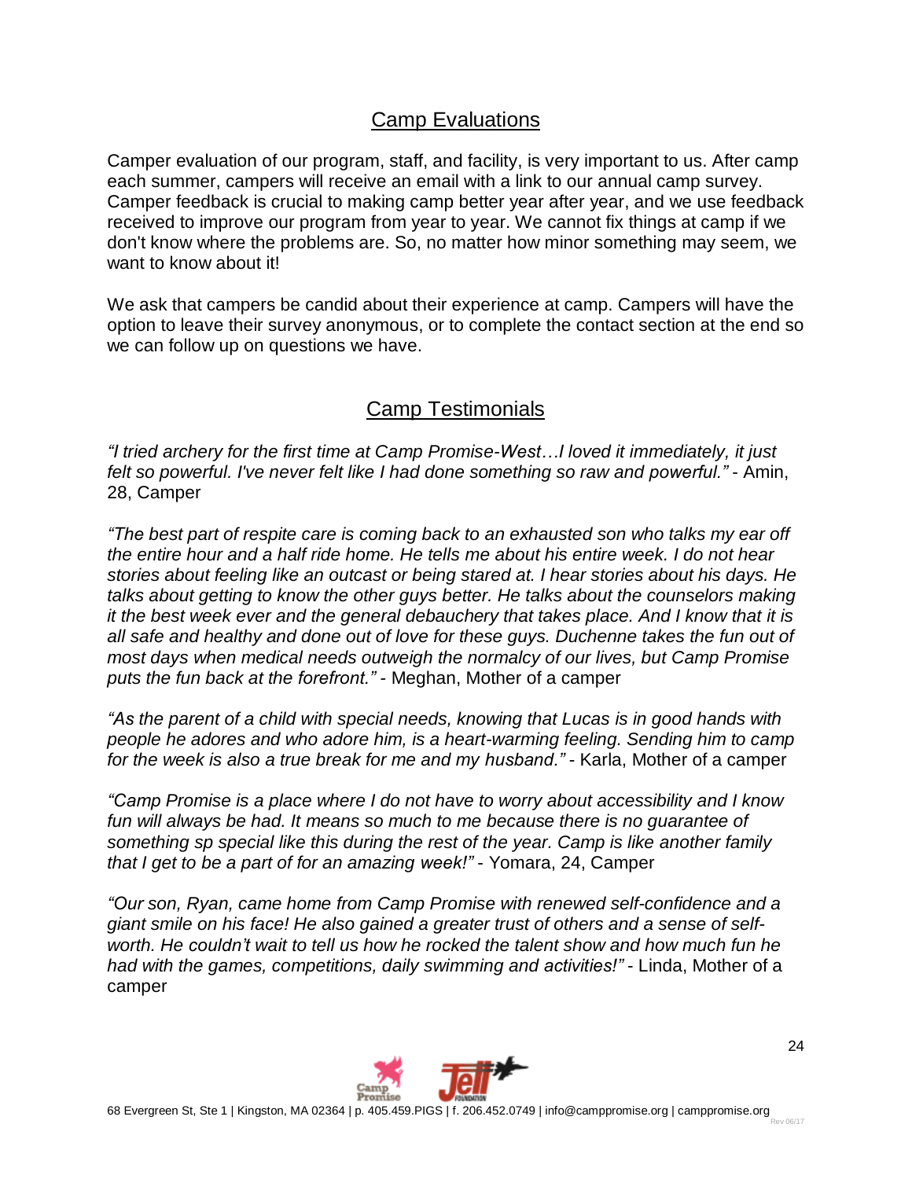## Camp Evaluations

Camper evaluation of our program, staff, and facility, is very important to us. After camp each summer, campers will receive an email with a link to our annual camp survey. Camper feedback is crucial to making camp better year after year, and we use feedback received to improve our program from year to year. We cannot fix things at camp if we don't know where the problems are. So, no matter how minor something may seem, we want to know about it!

We ask that campers be candid about their experience at camp. Campers will have the option to leave their survey anonymous, or to complete the contact section at the end so we can follow up on questions we have.

## Camp Testimonials

*"I tried archery for the first time at Camp Promise-West…I loved it immediately, it just felt so powerful. I've never felt like I had done something so raw and powerful."* - Amin, 28, Camper

*"The best part of respite care is coming back to an exhausted son who talks my ear off the entire hour and a half ride home. He tells me about his entire week. I do not hear stories about feeling like an outcast or being stared at. I hear stories about his days. He talks about getting to know the other guys better. He talks about the counselors making it the best week ever and the general debauchery that takes place. And I know that it is all safe and healthy and done out of love for these guys. Duchenne takes the fun out of most days when medical needs outweigh the normalcy of our lives, but Camp Promise puts the fun back at the forefront."* - Meghan, Mother of a camper

*"As the parent of a child with special needs, knowing that Lucas is in good hands with people he adores and who adore him, is a heart-warming feeling. Sending him to camp for the week is also a true break for me and my husband."* - Karla, Mother of a camper

*"Camp Promise is a place where I do not have to worry about accessibility and I know fun will always be had. It means so much to me because there is no guarantee of something sp special like this during the rest of the year. Camp is like another family that I get to be a part of for an amazing week!"* - Yomara, 24, Camper

*"Our son, Ryan, came home from Camp Promise with renewed self-confidence and a giant smile on his face! He also gained a greater trust of others and a sense of self-worth. He couldn't wait to tell us how he rocked the talent show and how much fun he had with the games, competitions, daily swimming and activities!"* - Linda, Mother of a camper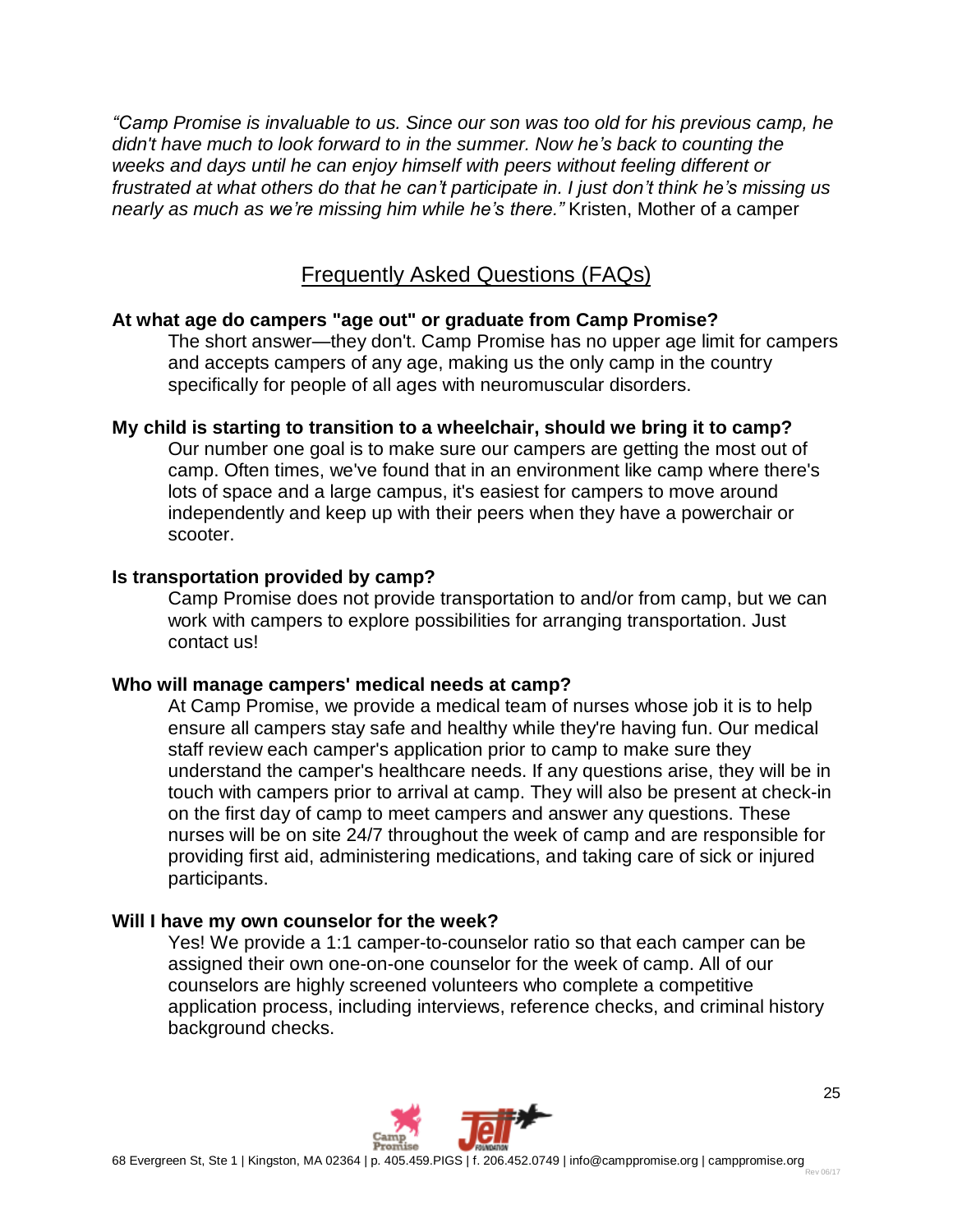*"Camp Promise is invaluable to us. Since our son was too old for his previous camp, he didn't have much to look forward to in the summer. Now he's back to counting the weeks and days until he can enjoy himself with peers without feeling different or frustrated at what others do that he can't participate in. I just don't think he's missing us nearly as much as we're missing him while he's there."* Kristen, Mother of a camper

## Frequently Asked Questions (FAQs)

**At what age do campers "age out" or graduate from Camp Promise?**

The short answer—they don't. Camp Promise has no upper age limit for campers and accepts campers of any age, making us the only camp in the country specifically for people of all ages with neuromuscular disorders.

**My child is starting to transition to a wheelchair, should we bring it to camp?**

Our number one goal is to make sure our campers are getting the most out of camp. Often times, we've found that in an environment like camp where there's lots of space and a large campus, it's easiest for campers to move around independently and keep up with their peers when they have a powerchair or scooter.

**Is transportation provided by camp?**

Camp Promise does not provide transportation to and/or from camp, but we can work with campers to explore possibilities for arranging transportation. Just contact us!

**Who will manage campers' medical needs at camp?**

At Camp Promise, we provide a medical team of nurses whose job it is to help ensure all campers stay safe and healthy while they're having fun. Our medical staff review each camper's application prior to camp to make sure they understand the camper's healthcare needs. If any questions arise, they will be in touch with campers prior to arrival at camp. They will also be present at check-in on the first day of camp to meet campers and answer any questions. These nurses will be on site 24/7 throughout the week of camp and are responsible for providing first aid, administering medications, and taking care of sick or injured participants.

**Will I have my own counselor for the week?**

Yes! We provide a 1:1 camper-to-counselor ratio so that each camper can be assigned their own one-on-one counselor for the week of camp. All of our counselors are highly screened volunteers who complete a competitive application process, including interviews, reference checks, and criminal history background checks.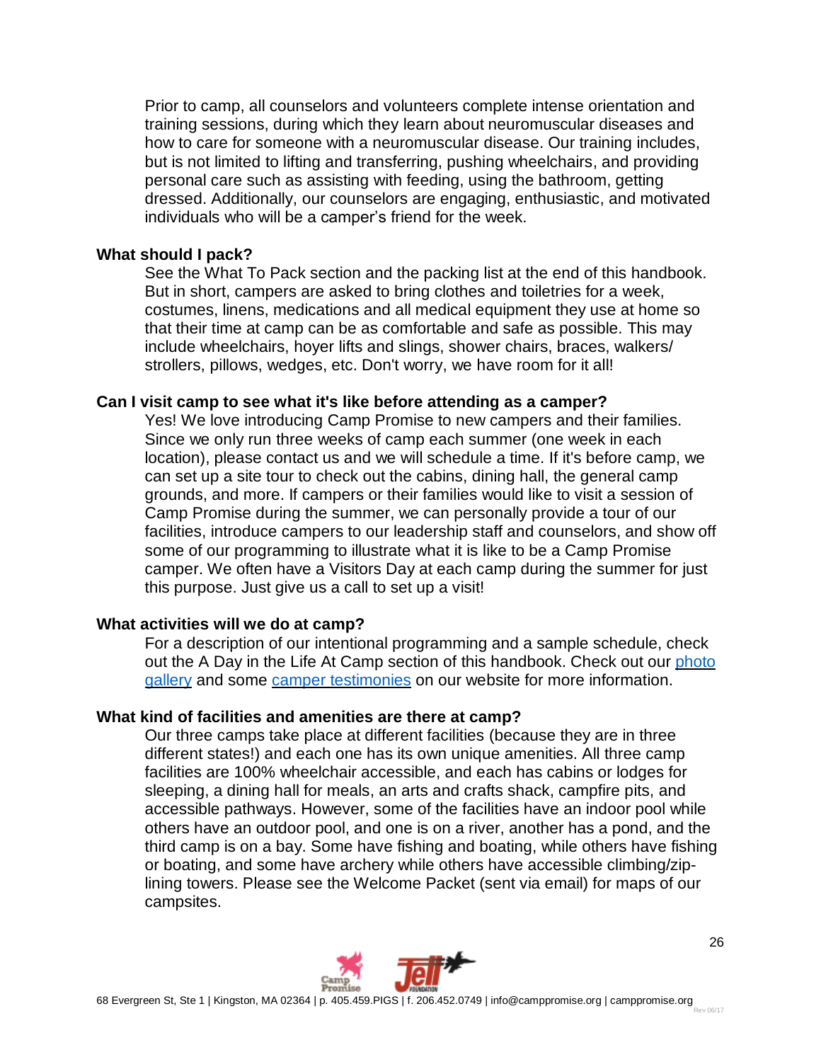Prior to camp, all counselors and volunteers complete intense orientation and training sessions, during which they learn about neuromuscular diseases and how to care for someone with a neuromuscular disease. Our training includes, but is not limited to lifting and transferring, pushing wheelchairs, and providing personal care such as assisting with feeding, using the bathroom, getting dressed. Additionally, our counselors are engaging, enthusiastic, and motivated individuals who will be a camper's friend for the week.

**What should I pack?**

See the What To Pack section and the packing list at the end of this handbook. But in short, campers are asked to bring clothes and toiletries for a week, costumes, linens, medications and all medical equipment they use at home so that their time at camp can be as comfortable and safe as possible. This may include wheelchairs, hoyer lifts and slings, shower chairs, braces, walkers/ strollers, pillows, wedges, etc. Don't worry, we have room for it all!

**Can I visit camp to see what it's like before attending as a camper?**

Yes! We love introducing Camp Promise to new campers and their families. Since we only run three weeks of camp each summer (one week in each location), please contact us and we will schedule a time. If it's before camp, we can set up a site tour to check out the cabins, dining hall, the general camp grounds, and more. If campers or their families would like to visit a session of Camp Promise during the summer, we can personally provide a tour of our facilities, introduce campers to our leadership staff and counselors, and show off some of our programming to illustrate what it is like to be a Camp Promise camper. We often have a Visitors Day at each camp during the summer for just this purpose. Just give us a call to set up a visit!

**What activities will we do at camp?**

For a description of our intentional programming and a sample schedule, check out the A Day in the Life At Camp section of this handbook. Check out our photo gallery and some camper testimonies on our website for more information.

**What kind of facilities and amenities are there at camp?**

Our three camps take place at different facilities (because they are in three different states!) and each one has its own unique amenities. All three camp facilities are 100% wheelchair accessible, and each has cabins or lodges for sleeping, a dining hall for meals, an arts and crafts shack, campfire pits, and accessible pathways. However, some of the facilities have an indoor pool while others have an outdoor pool, and one is on a river, another has a pond, and the third camp is on a bay. Some have fishing and boating, while others have fishing or boating, and some have archery while others have accessible climbing/zip-lining towers. Please see the Welcome Packet (sent via email) for maps of our campsites.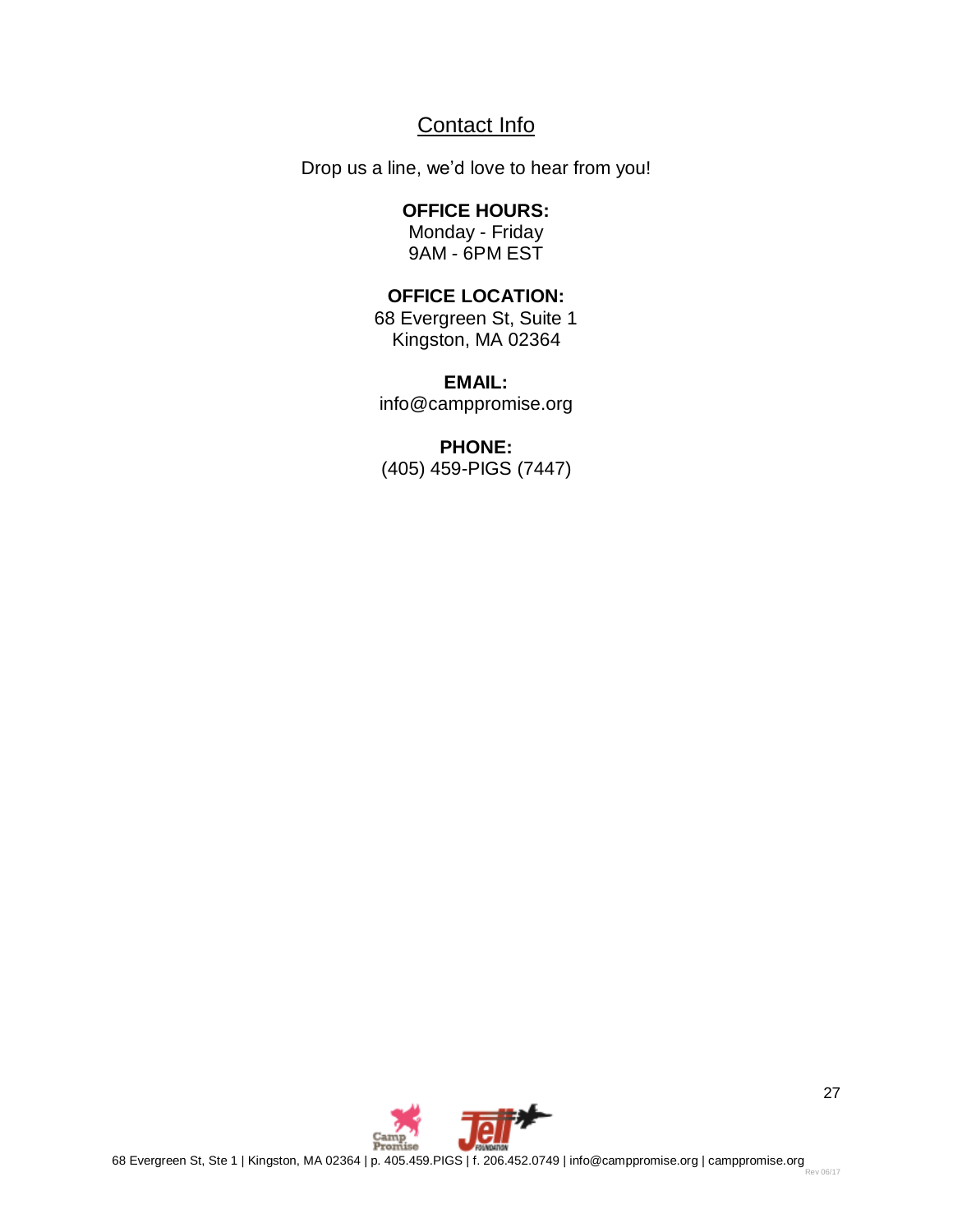## Contact Info

Drop us a line, we'd love to hear from you!

**OFFICE HOURS:**
Monday - Friday
9AM - 6PM EST

**OFFICE LOCATION:**
68 Evergreen St, Suite 1
Kingston, MA 02364

**EMAIL:**
info@camppromise.org

**PHONE:**
(405) 459-PIGS (7447)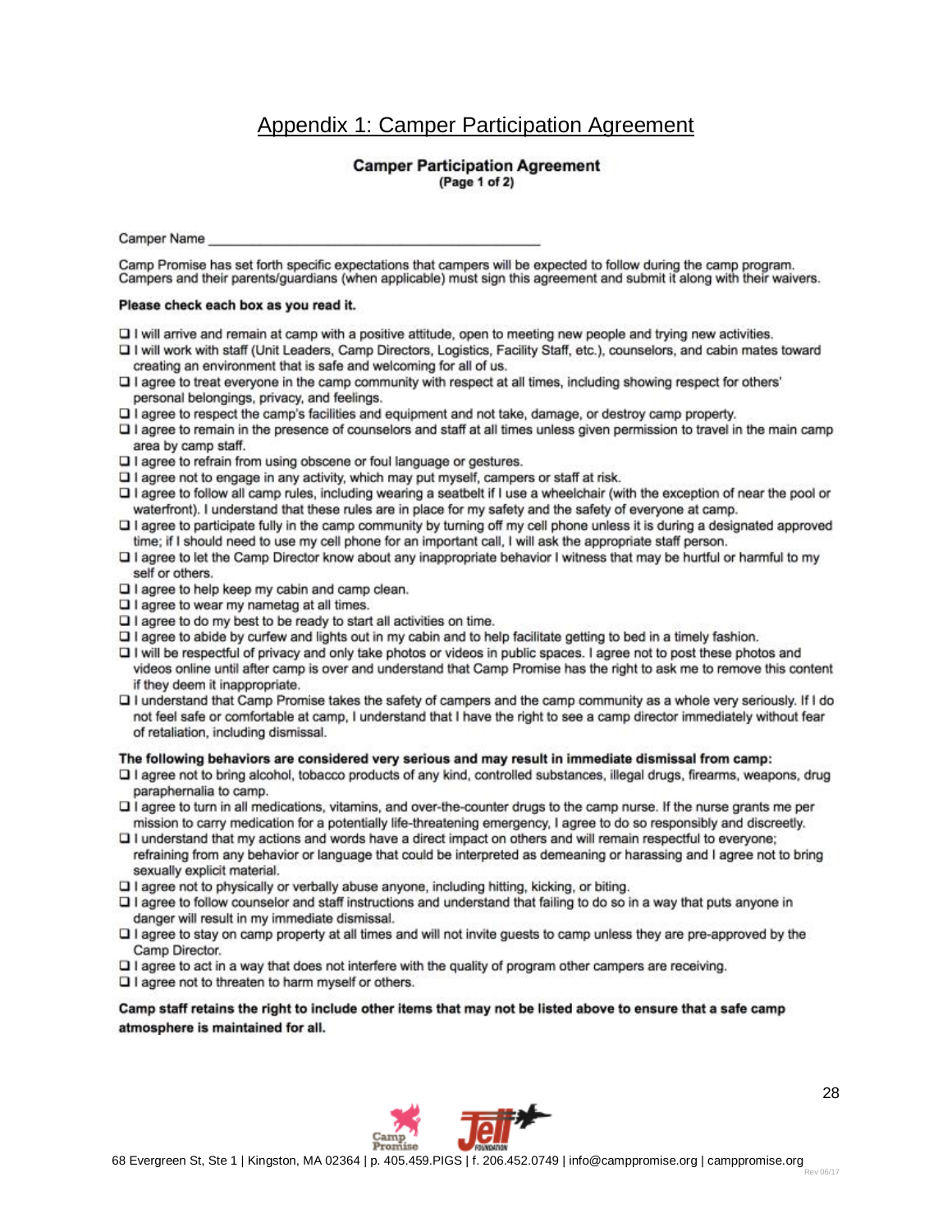# Appendix 1: Camper Participation Agreement

## Camper Participation Agreement
**(Page 1 of 2)**

Camper Name ___________________________________________

Camp Promise has set forth specific expectations that campers will be expected to follow during the camp program. Campers and their parents/guardians (when applicable) must sign this agreement and submit it along with their waivers.

**Please check each box as you read it.**

- ❑ I will arrive and remain at camp with a positive attitude, open to meeting new people and trying new activities.
- ❑ I will work with staff (Unit Leaders, Camp Directors, Logistics, Facility Staff, etc.), counselors, and cabin mates toward creating an environment that is safe and welcoming for all of us.
- ❑ I agree to treat everyone in the camp community with respect at all times, including showing respect for others' personal belongings, privacy, and feelings.
- ❑ I agree to respect the camp's facilities and equipment and not take, damage, or destroy camp property.
- ❑ I agree to remain in the presence of counselors and staff at all times unless given permission to travel in the main camp area by camp staff.
- ❑ I agree to refrain from using obscene or foul language or gestures.
- ❑ I agree not to engage in any activity, which may put myself, campers or staff at risk.
- ❑ I agree to follow all camp rules, including wearing a seatbelt if I use a wheelchair (with the exception of near the pool or waterfront). I understand that these rules are in place for my safety and the safety of everyone at camp.
- ❑ I agree to participate fully in the camp community by turning off my cell phone unless it is during a designated approved time; if I should need to use my cell phone for an important call, I will ask the appropriate staff person.
- ❑ I agree to let the Camp Director know about any inappropriate behavior I witness that may be hurtful or harmful to my self or others.
- ❑ I agree to help keep my cabin and camp clean.
- ❑ I agree to wear my nametag at all times.
- ❑ I agree to do my best to be ready to start all activities on time.
- ❑ I agree to abide by curfew and lights out in my cabin and to help facilitate getting to bed in a timely fashion.
- ❑ I will be respectful of privacy and only take photos or videos in public spaces. I agree not to post these photos and videos online until after camp is over and understand that Camp Promise has the right to ask me to remove this content if they deem it inappropriate.
- ❑ I understand that Camp Promise takes the safety of campers and the camp community as a whole very seriously. If I do not feel safe or comfortable at camp, I understand that I have the right to see a camp director immediately without fear of retaliation, including dismissal.

**The following behaviors are considered very serious and may result in immediate dismissal from camp:**

- ❑ I agree not to bring alcohol, tobacco products of any kind, controlled substances, illegal drugs, firearms, weapons, drug paraphernalia to camp.
- ❑ I agree to turn in all medications, vitamins, and over-the-counter drugs to the camp nurse. If the nurse grants me per mission to carry medication for a potentially life-threatening emergency, I agree to do so responsibly and discreetly.
- ❑ I understand that my actions and words have a direct impact on others and will remain respectful to everyone; refraining from any behavior or language that could be interpreted as demeaning or harassing and I agree not to bring sexually explicit material.
- ❑ I agree not to physically or verbally abuse anyone, including hitting, kicking, or biting.
- ❑ I agree to follow counselor and staff instructions and understand that failing to do so in a way that puts anyone in danger will result in my immediate dismissal.
- ❑ I agree to stay on camp property at all times and will not invite guests to camp unless they are pre-approved by the Camp Director.
- ❑ I agree to act in a way that does not interfere with the quality of program other campers are receiving.
- ❑ I agree not to threaten to harm myself or others.

**Camp staff retains the right to include other items that may not be listed above to ensure that a safe camp atmosphere is maintained for all.**

68 Evergreen St, Ste 1 | Kingston, MA 02364 | p. 405.459.PIGS | f. 206.452.0749 | info@camppromise.org | camppromise.org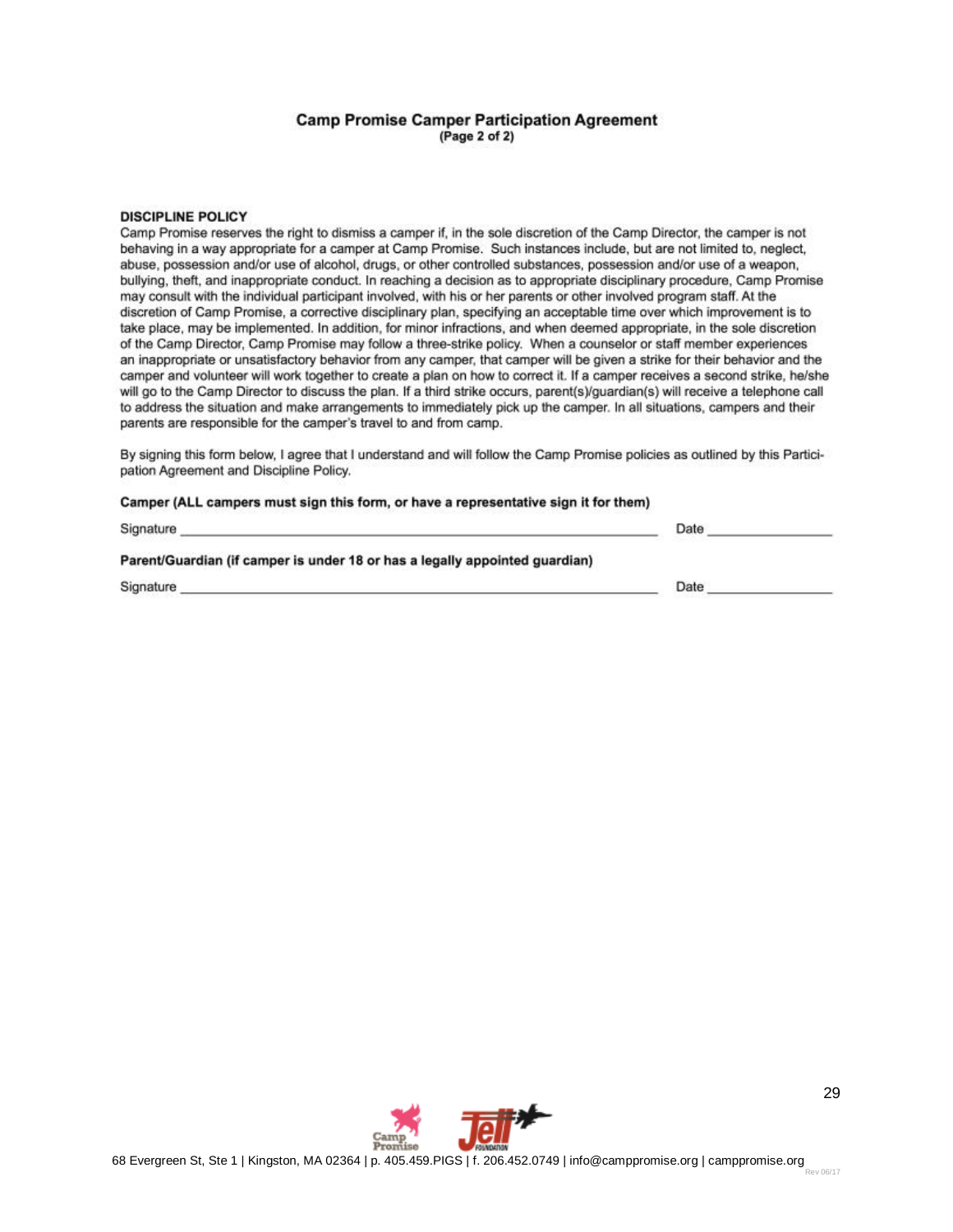## Camp Promise Camper Participation Agreement

(Page 2 of 2)

**DISCIPLINE POLICY**

Camp Promise reserves the right to dismiss a camper if, in the sole discretion of the Camp Director, the camper is not behaving in a way appropriate for a camper at Camp Promise. Such instances include, but are not limited to, neglect, abuse, possession and/or use of alcohol, drugs, or other controlled substances, possession and/or use of a weapon, bullying, theft, and inappropriate conduct. In reaching a decision as to appropriate disciplinary procedure, Camp Promise may consult with the individual participant involved, with his or her parents or other involved program staff. At the discretion of Camp Promise, a corrective disciplinary plan, specifying an acceptable time over which improvement is to take place, may be implemented. In addition, for minor infractions, and when deemed appropriate, in the sole discretion of the Camp Director, Camp Promise may follow a three-strike policy. When a counselor or staff member experiences an inappropriate or unsatisfactory behavior from any camper, that camper will be given a strike for their behavior and the camper and volunteer will work together to create a plan on how to correct it. If a camper receives a second strike, he/she will go to the Camp Director to discuss the plan. If a third strike occurs, parent(s)/guardian(s) will receive a telephone call to address the situation and make arrangements to immediately pick up the camper. In all situations, campers and their parents are responsible for the camper's travel to and from camp.

By signing this form below, I agree that I understand and will follow the Camp Promise policies as outlined by this Participation Agreement and Discipline Policy.

**Camper (ALL campers must sign this form, or have a representative sign it for them)**

Signature ______________________________________________ Date ______________

**Parent/Guardian (if camper is under 18 or has a legally appointed guardian)**

Signature ______________________________________________ Date ______________

68 Evergreen St, Ste 1 | Kingston, MA 02364 | p. 405.459.PIGS | f. 206.452.0749 | info@camppromise.org | camppromise.org

Rev 06/17